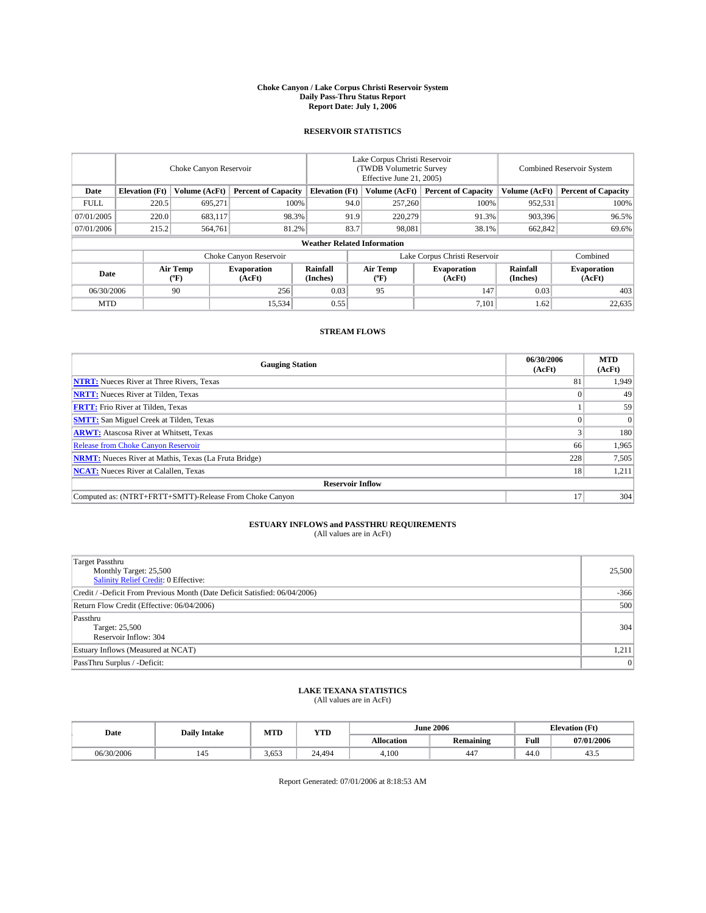# Choke Canyon / Lake Corpus Christi Reservoir System
## Daily Pass-Thru Status Report
### Report Date: July 1, 2006

## RESERVOIR STATISTICS

| | Choke Canyon Reservoir | | | Lake Corpus Christi Reservoir (TWDB Volumetric Survey Effective June 21, 2005) | | | Combined Reservoir System | |
|---|---|---|---|---|---|---|---|---|
| Date | Elevation (Ft) | Volume (AcFt) | Percent of Capacity | Elevation (Ft) | Volume (AcFt) | Percent of Capacity | Volume (AcFt) | Percent of Capacity |
| FULL | 220.5 | 695,271 | 100% | 94.0 | 257,260 | 100% | 952,531 | 100% |
| 07/01/2005 | 220.0 | 683,117 | 98.3% | 91.9 | 220,279 | 91.3% | 903,396 | 96.5% |
| 07/01/2006 | 215.2 | 564,761 | 81.2% | 83.7 | 98,081 | 38.1% | 662,842 | 69.6% |

**Weather Related Information**

| | Choke Canyon Reservoir | | | Lake Corpus Christi Reservoir | | | Combined |
|---|---|---|---|---|---|---|---|
| Date | Air Temp (°F) | Evaporation (AcFt) | Rainfall (Inches) | Air Temp (°F) | Evaporation (AcFt) | Rainfall (Inches) | Evaporation (AcFt) |
| 06/30/2006 | 90 | 256 | 0.03 | 95 | 147 | 0.03 | 403 |
| MTD | | 15,534 | 0.55 | | 7,101 | 1.62 | 22,635 |

## STREAM FLOWS

| Gauging Station | 06/30/2006 (AcFt) | MTD (AcFt) |
|---|---|---|
| **NTRT:** Nueces River at Three Rivers, Texas | 81 | 1,949 |
| **NRTT:** Nueces River at Tilden, Texas | 0 | 49 |
| **FRTT:** Frio River at Tilden, Texas | 1 | 59 |
| **SMTT:** San Miguel Creek at Tilden, Texas | 0 | 0 |
| **ARWT:** Atascosa River at Whitsett, Texas | 3 | 180 |
| Release from Choke Canyon Reservoir | 66 | 1,965 |
| **NRMT:** Nueces River at Mathis, Texas (La Fruta Bridge) | 228 | 7,505 |
| **NCAT:** Nueces River at Calallen, Texas | 18 | 1,211 |
| **Reservoir Inflow** | | |
| Computed as: (NTRT+FRTT+SMTT)-Release From Choke Canyon | 17 | 304 |

## ESTUARY INFLOWS and PASSTHRU REQUIREMENTS
(All values are in AcFt)

| | |
|---|---|
| Target Passthru<br>Monthly Target: 25,500<br>Salinity Relief Credit: 0 Effective: | 25,500 |
| Credit / -Deficit From Previous Month (Date Deficit Satisfied: 06/04/2006) | -366 |
| Return Flow Credit (Effective: 06/04/2006) | 500 |
| Passthru<br>Target: 25,500<br>Reservoir Inflow: 304 | 304 |
| Estuary Inflows (Measured at NCAT) | 1,211 |
| PassThru Surplus / -Deficit: | 0 |

## LAKE TEXANA STATISTICS
(All values are in AcFt)

| Date | Daily Intake | MTD | YTD | June 2006 | | Elevation (Ft) | |
|---|---|---|---|---|---|---|---|
| | | | | Allocation | Remaining | Full | 07/01/2006 |
| 06/30/2006 | 145 | 3,653 | 24,494 | 4,100 | 447 | 44.0 | 43.5 |

Report Generated: 07/01/2006 at 8:18:53 AM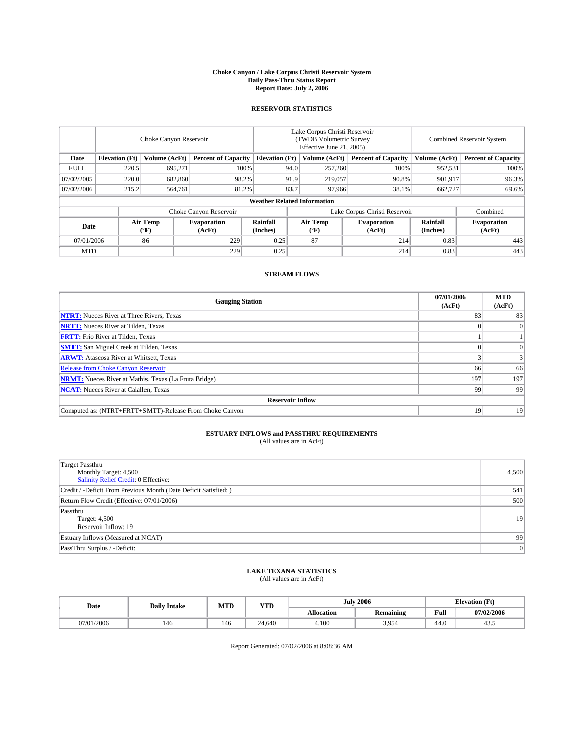# Choke Canyon / Lake Corpus Christi Reservoir System
## Daily Pass-Thru Status Report
### Report Date: July 2, 2006

## RESERVOIR STATISTICS

| | Choke Canyon Reservoir | | | Lake Corpus Christi Reservoir (TWDB Volumetric Survey Effective June 21, 2005) | | | Combined Reservoir System | |
|---|---|---|---|---|---|---|---|---|
| Date | Elevation (Ft) | Volume (AcFt) | Percent of Capacity | Elevation (Ft) | Volume (AcFt) | Percent of Capacity | Volume (AcFt) | Percent of Capacity |
| FULL | 220.5 | 695,271 | 100% | 94.0 | 257,260 | 100% | 952,531 | 100% |
| 07/02/2005 | 220.0 | 682,860 | 98.2% | 91.9 | 219,057 | 90.8% | 901,917 | 96.3% |
| 07/02/2006 | 215.2 | 564,761 | 81.2% | 83.7 | 97,966 | 38.1% | 662,727 | 69.6% |

**Weather Related Information**

| | Choke Canyon Reservoir | | | Lake Corpus Christi Reservoir | | | Combined |
|---|---|---|---|---|---|---|---|
| Date | Air Temp (ºF) | Evaporation (AcFt) | Rainfall (Inches) | Air Temp (ºF) | Evaporation (AcFt) | Rainfall (Inches) | Evaporation (AcFt) |
| 07/01/2006 | 86 | 229 | 0.25 | 87 | 214 | 0.83 | 443 |
| MTD | | 229 | 0.25 | | 214 | 0.83 | 443 |

## STREAM FLOWS

| Gauging Station | 07/01/2006 (AcFt) | MTD (AcFt) |
|---|---|---|
| **NTRT:** Nueces River at Three Rivers, Texas | 83 | 83 |
| **NRTT:** Nueces River at Tilden, Texas | 0 | 0 |
| **FRTT:** Frio River at Tilden, Texas | 1 | 1 |
| **SMTT:** San Miguel Creek at Tilden, Texas | 0 | 0 |
| **ARWT:** Atascosa River at Whitsett, Texas | 3 | 3 |
| Release from Choke Canyon Reservoir | 66 | 66 |
| **NRMT:** Nueces River at Mathis, Texas (La Fruta Bridge) | 197 | 197 |
| **NCAT:** Nueces River at Calallen, Texas | 99 | 99 |
| **Reservoir Inflow** | | |
| Computed as: (NTRT+FRTT+SMTT)-Release From Choke Canyon | 19 | 19 |

## ESTUARY INFLOWS and PASSTHRU REQUIREMENTS
(All values are in AcFt)

| | |
|---|---|
| Target Passthru<br>Monthly Target: 4,500<br>Salinity Relief Credit: 0 Effective: | 4,500 |
| Credit / -Deficit From Previous Month (Date Deficit Satisfied: ) | 541 |
| Return Flow Credit (Effective: 07/01/2006) | 500 |
| Passthru<br>Target: 4,500<br>Reservoir Inflow: 19 | 19 |
| Estuary Inflows (Measured at NCAT) | 99 |
| PassThru Surplus / -Deficit: | 0 |

## LAKE TEXANA STATISTICS
(All values are in AcFt)

| Date | Daily Intake | MTD | YTD | July 2006 | | Elevation (Ft) | |
|---|---|---|---|---|---|---|---|
| | | | | Allocation | Remaining | Full | 07/02/2006 |
| 07/01/2006 | 146 | 146 | 24,640 | 4,100 | 3,954 | 44.0 | 43.5 |

Report Generated: 07/02/2006 at 8:08:36 AM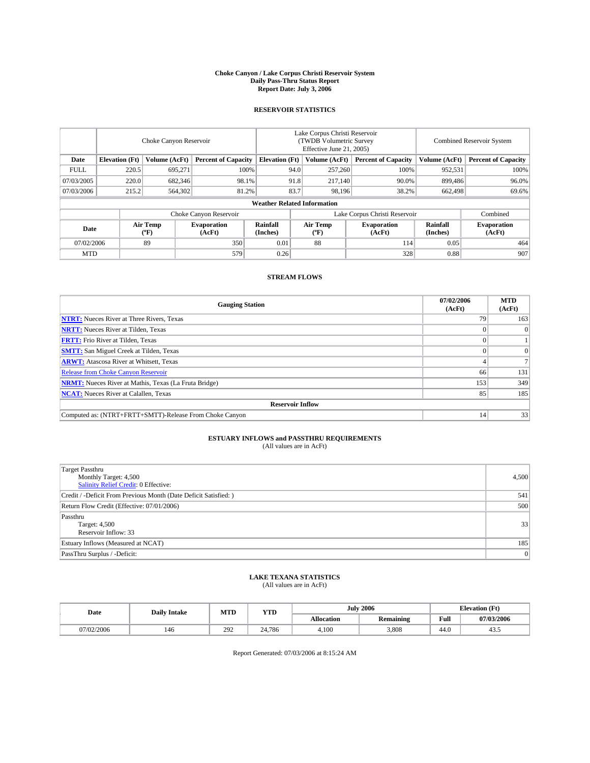# Choke Canyon / Lake Corpus Christi Reservoir System
## Daily Pass-Thru Status Report
## Report Date: July 3, 2006

### RESERVOIR STATISTICS

| | Choke Canyon Reservoir | | | Lake Corpus Christi Reservoir (TWDB Volumetric Survey Effective June 21, 2005) | | | Combined Reservoir System | |
|---|---|---|---|---|---|---|---|---|
| Date | Elevation (Ft) | Volume (AcFt) | Percent of Capacity | Elevation (Ft) | Volume (AcFt) | Percent of Capacity | Volume (AcFt) | Percent of Capacity |
| FULL | 220.5 | 695,271 | 100% | 94.0 | 257,260 | 100% | 952,531 | 100% |
| 07/03/2005 | 220.0 | 682,346 | 98.1% | 91.8 | 217,140 | 90.0% | 899,486 | 96.0% |
| 07/03/2006 | 215.2 | 564,302 | 81.2% | 83.7 | 98,196 | 38.2% | 662,498 | 69.6% |

**Weather Related Information**

| | Choke Canyon Reservoir | | | Lake Corpus Christi Reservoir | | | Combined |
|---|---|---|---|---|---|---|---|
| Date | Air Temp (ºF) | Evaporation (AcFt) | Rainfall (Inches) | Air Temp (ºF) | Evaporation (AcFt) | Rainfall (Inches) | Evaporation (AcFt) |
| 07/02/2006 | 89 | 350 | 0.01 | 88 | 114 | 0.05 | 464 |
| MTD | | 579 | 0.26 | | 328 | 0.88 | 907 |

### STREAM FLOWS

| Gauging Station | 07/02/2006 (AcFt) | MTD (AcFt) |
|---|---|---|
| **NTRT:** Nueces River at Three Rivers, Texas | 79 | 163 |
| **NRTT:** Nueces River at Tilden, Texas | 0 | 0 |
| **FRTT:** Frio River at Tilden, Texas | 0 | 1 |
| **SMTT:** San Miguel Creek at Tilden, Texas | 0 | 0 |
| **ARWT:** Atascosa River at Whitsett, Texas | 4 | 7 |
| Release from Choke Canyon Reservoir | 66 | 131 |
| **NRMT:** Nueces River at Mathis, Texas (La Fruta Bridge) | 153 | 349 |
| **NCAT:** Nueces River at Calallen, Texas | 85 | 185 |
| **Reservoir Inflow** | | |
| Computed as: (NTRT+FRTT+SMTT)-Release From Choke Canyon | 14 | 33 |

### ESTUARY INFLOWS and PASSTHRU REQUIREMENTS
(All values are in AcFt)

| | |
|---|---|
| Target Passthru<br>Monthly Target: 4,500<br>Salinity Relief Credit: 0 Effective: | 4,500 |
| Credit / -Deficit From Previous Month (Date Deficit Satisfied: ) | 541 |
| Return Flow Credit (Effective: 07/01/2006) | 500 |
| Passthru<br>Target: 4,500<br>Reservoir Inflow: 33 | 33 |
| Estuary Inflows (Measured at NCAT) | 185 |
| PassThru Surplus / -Deficit: | 0 |

### LAKE TEXANA STATISTICS
(All values are in AcFt)

| Date | Daily Intake | MTD | YTD | July 2006 | | Elevation (Ft) | |
|---|---|---|---|---|---|---|---|
| | | | | Allocation | Remaining | Full | 07/03/2006 |
| 07/02/2006 | 146 | 292 | 24,786 | 4,100 | 3,808 | 44.0 | 43.5 |

Report Generated: 07/03/2006 at 8:15:24 AM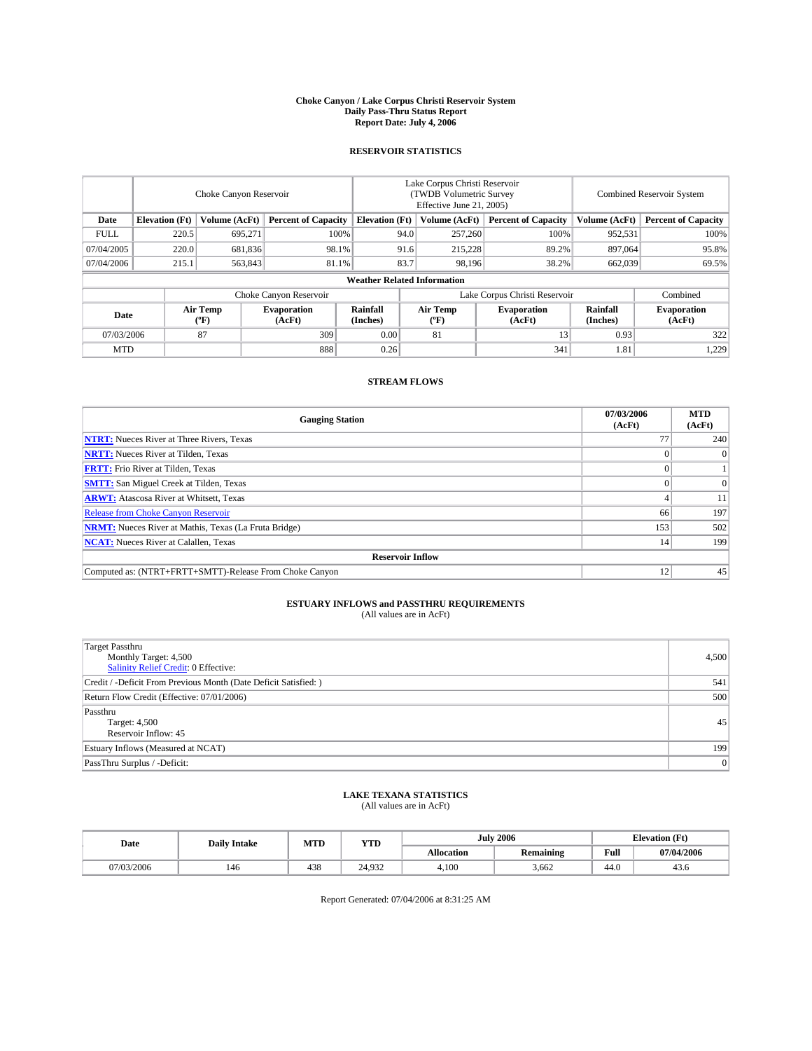# Choke Canyon / Lake Corpus Christi Reservoir System
## Daily Pass-Thru Status Report
### Report Date: July 4, 2006

## RESERVOIR STATISTICS

| | Choke Canyon Reservoir | | | Lake Corpus Christi Reservoir (TWDB Volumetric Survey Effective June 21, 2005) | | | Combined Reservoir System | |
|---|---|---|---|---|---|---|---|---|
| Date | Elevation (Ft) | Volume (AcFt) | Percent of Capacity | Elevation (Ft) | Volume (AcFt) | Percent of Capacity | Volume (AcFt) | Percent of Capacity |
| FULL | 220.5 | 695,271 | 100% | 94.0 | 257,260 | 100% | 952,531 | 100% |
| 07/04/2005 | 220.0 | 681,836 | 98.1% | 91.6 | 215,228 | 89.2% | 897,064 | 95.8% |
| 07/04/2006 | 215.1 | 563,843 | 81.1% | 83.7 | 98,196 | 38.2% | 662,039 | 69.5% |

**Weather Related Information**

| | Choke Canyon Reservoir | | | Lake Corpus Christi Reservoir | | | Combined |
|---|---|---|---|---|---|---|---|
| Date | Air Temp (°F) | Evaporation (AcFt) | Rainfall (Inches) | Air Temp (°F) | Evaporation (AcFt) | Rainfall (Inches) | Evaporation (AcFt) |
| 07/03/2006 | 87 | 309 | 0.00 | 81 | 13 | 0.93 | 322 |
| MTD | | 888 | 0.26 | | 341 | 1.81 | 1,229 |

## STREAM FLOWS

| Gauging Station | 07/03/2006 (AcFt) | MTD (AcFt) |
|---|---|---|
| **NTRT:** Nueces River at Three Rivers, Texas | 77 | 240 |
| **NRTT:** Nueces River at Tilden, Texas | 0 | 0 |
| **FRTT:** Frio River at Tilden, Texas | 0 | 1 |
| **SMTT:** San Miguel Creek at Tilden, Texas | 0 | 0 |
| **ARWT:** Atascosa River at Whitsett, Texas | 4 | 11 |
| Release from Choke Canyon Reservoir | 66 | 197 |
| **NRMT:** Nueces River at Mathis, Texas (La Fruta Bridge) | 153 | 502 |
| **NCAT:** Nueces River at Calallen, Texas | 14 | 199 |
| **Reservoir Inflow** | | |
| Computed as: (NTRT+FRTT+SMTT)-Release From Choke Canyon | 12 | 45 |

## ESTUARY INFLOWS and PASSTHRU REQUIREMENTS
(All values are in AcFt)

| | |
|---|---|
| Target Passthru<br>Monthly Target: 4,500<br>Salinity Relief Credit: 0 Effective: | 4,500 |
| Credit / -Deficit From Previous Month (Date Deficit Satisfied: ) | 541 |
| Return Flow Credit (Effective: 07/01/2006) | 500 |
| Passthru<br>Target: 4,500<br>Reservoir Inflow: 45 | 45 |
| Estuary Inflows (Measured at NCAT) | 199 |
| PassThru Surplus / -Deficit: | 0 |

## LAKE TEXANA STATISTICS
(All values are in AcFt)

| Date | Daily Intake | MTD | YTD | July 2006 | | Elevation (Ft) | |
|---|---|---|---|---|---|---|---|
| | | | | Allocation | Remaining | Full | 07/04/2006 |
| 07/03/2006 | 146 | 438 | 24,932 | 4,100 | 3,662 | 44.0 | 43.6 |

Report Generated: 07/04/2006 at 8:31:25 AM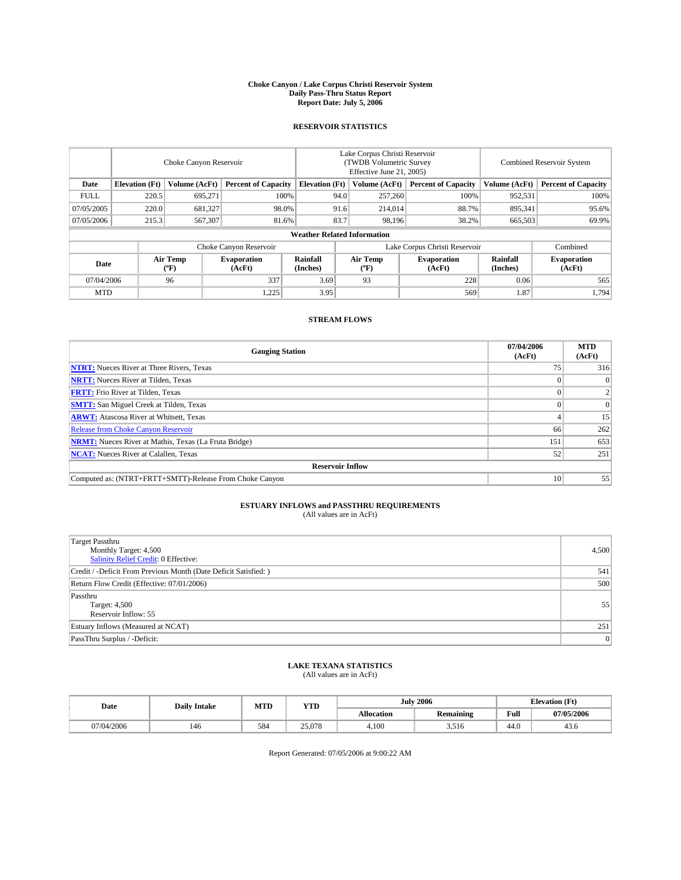# Choke Canyon / Lake Corpus Christi Reservoir System
## Daily Pass-Thru Status Report
## Report Date: July 5, 2006

### RESERVOIR STATISTICS

| | Choke Canyon Reservoir | | | Lake Corpus Christi Reservoir (TWDB Volumetric Survey Effective June 21, 2005) | | | Combined Reservoir System | |
|---|---|---|---|---|---|---|---|---|
| Date | Elevation (Ft) | Volume (AcFt) | Percent of Capacity | Elevation (Ft) | Volume (AcFt) | Percent of Capacity | Volume (AcFt) | Percent of Capacity |
| FULL | 220.5 | 695,271 | 100% | 94.0 | 257,260 | 100% | 952,531 | 100% |
| 07/05/2005 | 220.0 | 681,327 | 98.0% | 91.6 | 214,014 | 88.7% | 895,341 | 95.6% |
| 07/05/2006 | 215.3 | 567,307 | 81.6% | 83.7 | 98,196 | 38.2% | 665,503 | 69.9% |

**Weather Related Information**

| | Choke Canyon Reservoir | | | Lake Corpus Christi Reservoir | | | Combined |
|---|---|---|---|---|---|---|---|
| Date | Air Temp (°F) | Evaporation (AcFt) | Rainfall (Inches) | Air Temp (°F) | Evaporation (AcFt) | Rainfall (Inches) | Evaporation (AcFt) |
| 07/04/2006 | 96 | 337 | 3.69 | 93 | 228 | 0.06 | 565 |
| MTD | | 1,225 | 3.95 | | 569 | 1.87 | 1,794 |

### STREAM FLOWS

| Gauging Station | 07/04/2006 (AcFt) | MTD (AcFt) |
|---|---|---|
| **NTRT:** Nueces River at Three Rivers, Texas | 75 | 316 |
| **NRTT:** Nueces River at Tilden, Texas | 0 | 0 |
| **FRTT:** Frio River at Tilden, Texas | 0 | 2 |
| **SMTT:** San Miguel Creek at Tilden, Texas | 0 | 0 |
| **ARWT:** Atascosa River at Whitsett, Texas | 4 | 15 |
| Release from Choke Canyon Reservoir | 66 | 262 |
| **NRMT:** Nueces River at Mathis, Texas (La Fruta Bridge) | 151 | 653 |
| **NCAT:** Nueces River at Calallen, Texas | 52 | 251 |
| **Reservoir Inflow** | | |
| Computed as: (NTRT+FRTT+SMTT)-Release From Choke Canyon | 10 | 55 |

### ESTUARY INFLOWS and PASSTHRU REQUIREMENTS
(All values are in AcFt)

| | |
|---|---|
| Target Passthru<br>Monthly Target: 4,500<br>Salinity Relief Credit: 0 Effective: | 4,500 |
| Credit / -Deficit From Previous Month (Date Deficit Satisfied: ) | 541 |
| Return Flow Credit (Effective: 07/01/2006) | 500 |
| Passthru<br>Target: 4,500<br>Reservoir Inflow: 55 | 55 |
| Estuary Inflows (Measured at NCAT) | 251 |
| PassThru Surplus / -Deficit: | 0 |

### LAKE TEXANA STATISTICS
(All values are in AcFt)

| Date | Daily Intake | MTD | YTD | July 2006 | | Elevation (Ft) | |
|---|---|---|---|---|---|---|---|
| | | | | Allocation | Remaining | Full | 07/05/2006 |
| 07/04/2006 | 146 | 584 | 25,078 | 4,100 | 3,516 | 44.0 | 43.6 |

Report Generated: 07/05/2006 at 9:00:22 AM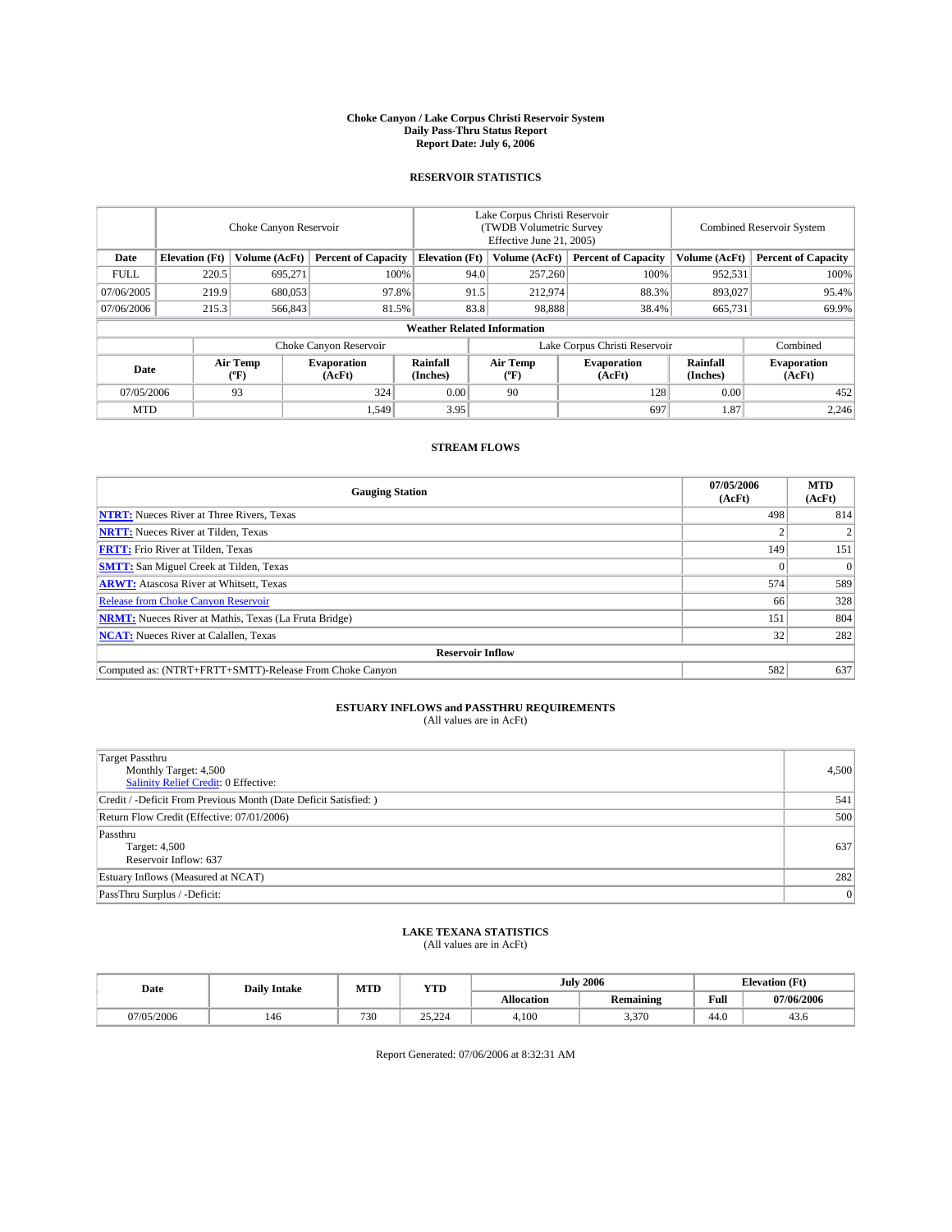# Choke Canyon / Lake Corpus Christi Reservoir System
## Daily Pass-Thru Status Report
### Report Date: July 6, 2006

## RESERVOIR STATISTICS

| | Choke Canyon Reservoir | | | Lake Corpus Christi Reservoir (TWDB Volumetric Survey Effective June 21, 2005) | | | Combined Reservoir System | |
|---|---|---|---|---|---|---|---|---|
| Date | Elevation (Ft) | Volume (AcFt) | Percent of Capacity | Elevation (Ft) | Volume (AcFt) | Percent of Capacity | Volume (AcFt) | Percent of Capacity |
| FULL | 220.5 | 695,271 | 100% | 94.0 | 257,260 | 100% | 952,531 | 100% |
| 07/06/2005 | 219.9 | 680,053 | 97.8% | 91.5 | 212,974 | 88.3% | 893,027 | 95.4% |
| 07/06/2006 | 215.3 | 566,843 | 81.5% | 83.8 | 98,888 | 38.4% | 665,731 | 69.9% |

**Weather Related Information**

| | Choke Canyon Reservoir | | | Lake Corpus Christi Reservoir | | | Combined |
|---|---|---|---|---|---|---|---|
| Date | Air Temp (°F) | Evaporation (AcFt) | Rainfall (Inches) | Air Temp (°F) | Evaporation (AcFt) | Rainfall (Inches) | Evaporation (AcFt) |
| 07/05/2006 | 93 | 324 | 0.00 | 90 | 128 | 0.00 | 452 |
| MTD | | 1,549 | 3.95 | | 697 | 1.87 | 2,246 |

## STREAM FLOWS

| Gauging Station | 07/05/2006 (AcFt) | MTD (AcFt) |
|---|---|---|
| **NTRT:** Nueces River at Three Rivers, Texas | 498 | 814 |
| **NRTT:** Nueces River at Tilden, Texas | 2 | 2 |
| **FRTT:** Frio River at Tilden, Texas | 149 | 151 |
| **SMTT:** San Miguel Creek at Tilden, Texas | 0 | 0 |
| **ARWT:** Atascosa River at Whitsett, Texas | 574 | 589 |
| Release from Choke Canyon Reservoir | 66 | 328 |
| **NRMT:** Nueces River at Mathis, Texas (La Fruta Bridge) | 151 | 804 |
| **NCAT:** Nueces River at Calallen, Texas | 32 | 282 |
| **Reservoir Inflow** | | |
| Computed as: (NTRT+FRTT+SMTT)-Release From Choke Canyon | 582 | 637 |

## ESTUARY INFLOWS and PASSTHRU REQUIREMENTS
(All values are in AcFt)

| | |
|---|---|
| Target Passthru<br>Monthly Target: 4,500<br>Salinity Relief Credit: 0 Effective: | 4,500 |
| Credit / -Deficit From Previous Month (Date Deficit Satisfied: ) | 541 |
| Return Flow Credit (Effective: 07/01/2006) | 500 |
| Passthru<br>Target: 4,500<br>Reservoir Inflow: 637 | 637 |
| Estuary Inflows (Measured at NCAT) | 282 |
| PassThru Surplus / -Deficit: | 0 |

## LAKE TEXANA STATISTICS
(All values are in AcFt)

| Date | Daily Intake | MTD | YTD | July 2006 | | Elevation (Ft) | |
|---|---|---|---|---|---|---|---|
| | | | | Allocation | Remaining | Full | 07/06/2006 |
| 07/05/2006 | 146 | 730 | 25,224 | 4,100 | 3,370 | 44.0 | 43.6 |

Report Generated: 07/06/2006 at 8:32:31 AM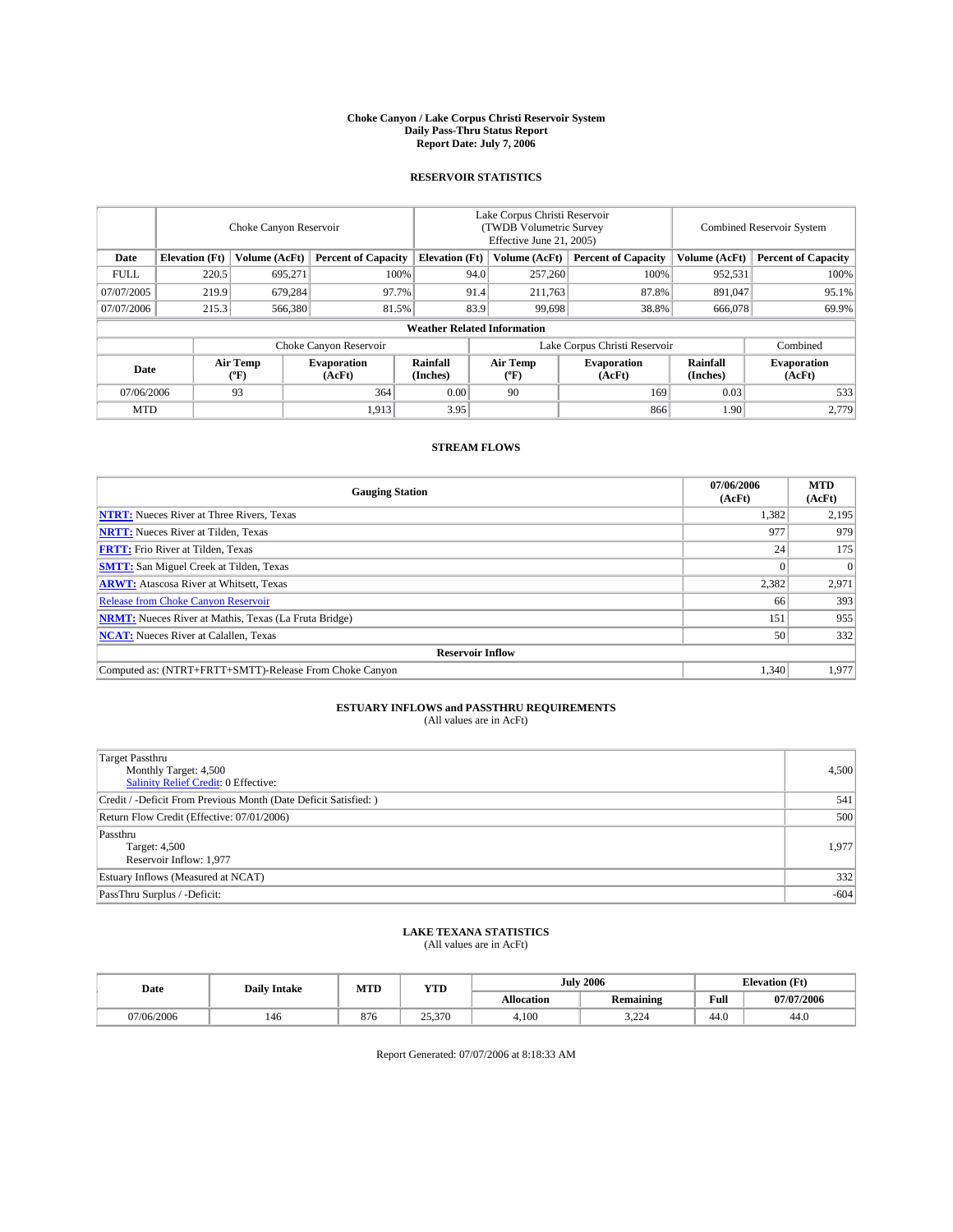# Choke Canyon / Lake Corpus Christi Reservoir System
## Daily Pass-Thru Status Report
### Report Date: July 7, 2006

## RESERVOIR STATISTICS

| | Choke Canyon Reservoir | | | Lake Corpus Christi Reservoir (TWDB Volumetric Survey Effective June 21, 2005) | | | Combined Reservoir System | |
|---|---|---|---|---|---|---|---|---|
| Date | Elevation (Ft) | Volume (AcFt) | Percent of Capacity | Elevation (Ft) | Volume (AcFt) | Percent of Capacity | Volume (AcFt) | Percent of Capacity |
| FULL | 220.5 | 695,271 | 100% | 94.0 | 257,260 | 100% | 952,531 | 100% |
| 07/07/2005 | 219.9 | 679,284 | 97.7% | 91.4 | 211,763 | 87.8% | 891,047 | 95.1% |
| 07/07/2006 | 215.3 | 566,380 | 81.5% | 83.9 | 99,698 | 38.8% | 666,078 | 69.9% |

**Weather Related Information**

| | Choke Canyon Reservoir | | | Lake Corpus Christi Reservoir | | | Combined |
|---|---|---|---|---|---|---|---|
| Date | Air Temp (ºF) | Evaporation (AcFt) | Rainfall (Inches) | Air Temp (ºF) | Evaporation (AcFt) | Rainfall (Inches) | Evaporation (AcFt) |
| 07/06/2006 | 93 | 364 | 0.00 | 90 | 169 | 0.03 | 533 |
| MTD | | 1,913 | 3.95 | | 866 | 1.90 | 2,779 |

## STREAM FLOWS

| Gauging Station | 07/06/2006 (AcFt) | MTD (AcFt) |
|---|---|---|
| **NTRT:** Nueces River at Three Rivers, Texas | 1,382 | 2,195 |
| **NRTT:** Nueces River at Tilden, Texas | 977 | 979 |
| **FRTT:** Frio River at Tilden, Texas | 24 | 175 |
| **SMTT:** San Miguel Creek at Tilden, Texas | 0 | 0 |
| **ARWT:** Atascosa River at Whitsett, Texas | 2,382 | 2,971 |
| Release from Choke Canyon Reservoir | 66 | 393 |
| **NRMT:** Nueces River at Mathis, Texas (La Fruta Bridge) | 151 | 955 |
| **NCAT:** Nueces River at Calallen, Texas | 50 | 332 |
| **Reservoir Inflow** | | |
| Computed as: (NTRT+FRTT+SMTT)-Release From Choke Canyon | 1,340 | 1,977 |

## ESTUARY INFLOWS and PASSTHRU REQUIREMENTS
(All values are in AcFt)

| | |
|---|---|
| Target Passthru<br>Monthly Target: 4,500<br>Salinity Relief Credit: 0 Effective: | 4,500 |
| Credit / -Deficit From Previous Month (Date Deficit Satisfied: ) | 541 |
| Return Flow Credit (Effective: 07/01/2006) | 500 |
| Passthru<br>Target: 4,500<br>Reservoir Inflow: 1,977 | 1,977 |
| Estuary Inflows (Measured at NCAT) | 332 |
| PassThru Surplus / -Deficit: | -604 |

## LAKE TEXANA STATISTICS
(All values are in AcFt)

| Date | Daily Intake | MTD | YTD | July 2006 | | Elevation (Ft) | |
|---|---|---|---|---|---|---|---|
| | | | | Allocation | Remaining | Full | 07/07/2006 |
| 07/06/2006 | 146 | 876 | 25,370 | 4,100 | 3,224 | 44.0 | 44.0 |

Report Generated: 07/07/2006 at 8:18:33 AM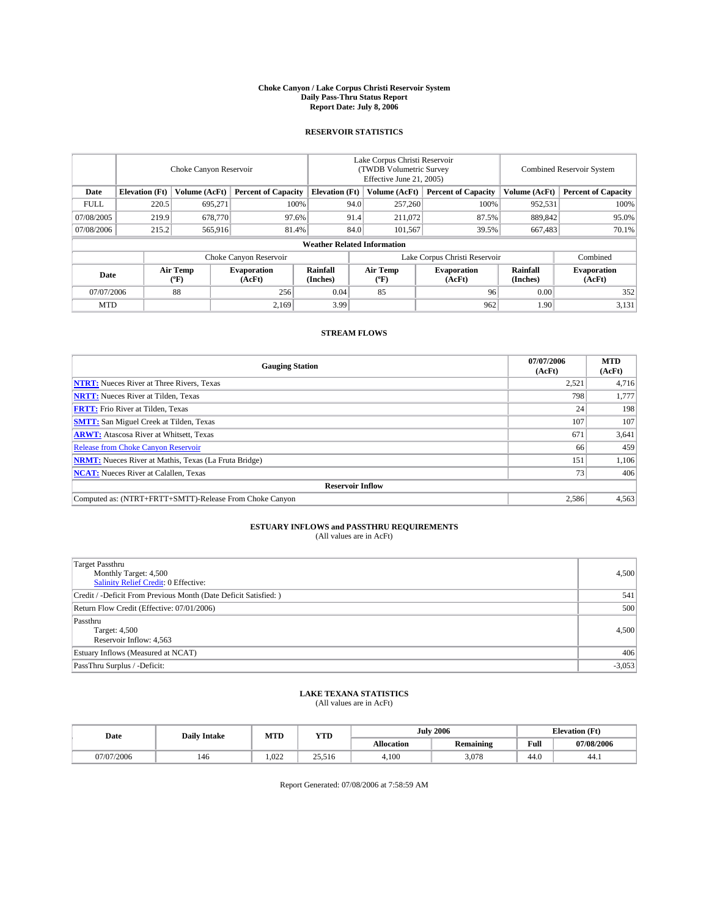# Choke Canyon / Lake Corpus Christi Reservoir System
## Daily Pass-Thru Status Report
## Report Date: July 8, 2006

### RESERVOIR STATISTICS

| | Choke Canyon Reservoir | | | Lake Corpus Christi Reservoir (TWDB Volumetric Survey Effective June 21, 2005) | | | Combined Reservoir System | |
|---|---|---|---|---|---|---|---|---|
| Date | Elevation (Ft) | Volume (AcFt) | Percent of Capacity | Elevation (Ft) | Volume (AcFt) | Percent of Capacity | Volume (AcFt) | Percent of Capacity |
| FULL | 220.5 | 695,271 | 100% | 94.0 | 257,260 | 100% | 952,531 | 100% |
| 07/08/2005 | 219.9 | 678,770 | 97.6% | 91.4 | 211,072 | 87.5% | 889,842 | 95.0% |
| 07/08/2006 | 215.2 | 565,916 | 81.4% | 84.0 | 101,567 | 39.5% | 667,483 | 70.1% |

**Weather Related Information**

| | Choke Canyon Reservoir | | | Lake Corpus Christi Reservoir | | | Combined |
|---|---|---|---|---|---|---|---|
| Date | Air Temp (ºF) | Evaporation (AcFt) | Rainfall (Inches) | Air Temp (ºF) | Evaporation (AcFt) | Rainfall (Inches) | Evaporation (AcFt) |
| 07/07/2006 | 88 | 256 | 0.04 | 85 | 96 | 0.00 | 352 |
| MTD | | 2,169 | 3.99 | | 962 | 1.90 | 3,131 |

### STREAM FLOWS

| Gauging Station | 07/07/2006 (AcFt) | MTD (AcFt) |
|---|---|---|
| **NTRT:** Nueces River at Three Rivers, Texas | 2,521 | 4,716 |
| **NRTT:** Nueces River at Tilden, Texas | 798 | 1,777 |
| **FRTT:** Frio River at Tilden, Texas | 24 | 198 |
| **SMTT:** San Miguel Creek at Tilden, Texas | 107 | 107 |
| **ARWT:** Atascosa River at Whitsett, Texas | 671 | 3,641 |
| Release from Choke Canyon Reservoir | 66 | 459 |
| **NRMT:** Nueces River at Mathis, Texas (La Fruta Bridge) | 151 | 1,106 |
| **NCAT:** Nueces River at Calallen, Texas | 73 | 406 |
| **Reservoir Inflow** | | |
| Computed as: (NTRT+FRTT+SMTT)-Release From Choke Canyon | 2,586 | 4,563 |

### ESTUARY INFLOWS and PASSTHRU REQUIREMENTS
(All values are in AcFt)

| | |
|---|---|
| Target Passthru<br>Monthly Target: 4,500<br>Salinity Relief Credit: 0 Effective: | 4,500 |
| Credit / -Deficit From Previous Month (Date Deficit Satisfied: ) | 541 |
| Return Flow Credit (Effective: 07/01/2006) | 500 |
| Passthru<br>Target: 4,500<br>Reservoir Inflow: 4,563 | 4,500 |
| Estuary Inflows (Measured at NCAT) | 406 |
| PassThru Surplus / -Deficit: | -3,053 |

### LAKE TEXANA STATISTICS
(All values are in AcFt)

| Date | Daily Intake | MTD | YTD | July 2006 | | Elevation (Ft) | |
|---|---|---|---|---|---|---|---|
| | | | | Allocation | Remaining | Full | 07/08/2006 |
| 07/07/2006 | 146 | 1,022 | 25,516 | 4,100 | 3,078 | 44.0 | 44.1 |

Report Generated: 07/08/2006 at 7:58:59 AM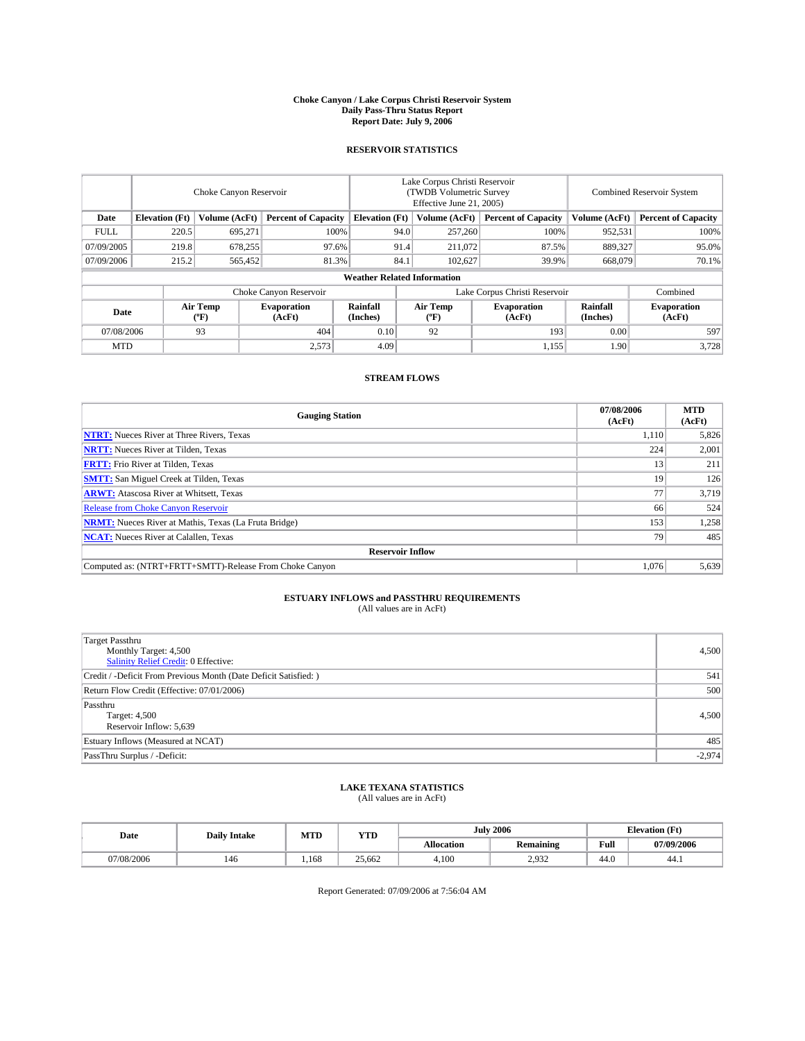# Choke Canyon / Lake Corpus Christi Reservoir System
## Daily Pass-Thru Status Report
## Report Date: July 9, 2006

### RESERVOIR STATISTICS

| | Choke Canyon Reservoir | | | Lake Corpus Christi Reservoir (TWDB Volumetric Survey Effective June 21, 2005) | | | Combined Reservoir System | |
|---|---|---|---|---|---|---|---|---|
| Date | Elevation (Ft) | Volume (AcFt) | Percent of Capacity | Elevation (Ft) | Volume (AcFt) | Percent of Capacity | Volume (AcFt) | Percent of Capacity |
| FULL | 220.5 | 695,271 | 100% | 94.0 | 257,260 | 100% | 952,531 | 100% |
| 07/09/2005 | 219.8 | 678,255 | 97.6% | 91.4 | 211,072 | 87.5% | 889,327 | 95.0% |
| 07/09/2006 | 215.2 | 565,452 | 81.3% | 84.1 | 102,627 | 39.9% | 668,079 | 70.1% |

**Weather Related Information**

| | Choke Canyon Reservoir | | | Lake Corpus Christi Reservoir | | | Combined |
|---|---|---|---|---|---|---|---|
| Date | Air Temp (ºF) | Evaporation (AcFt) | Rainfall (Inches) | Air Temp (ºF) | Evaporation (AcFt) | Rainfall (Inches) | Evaporation (AcFt) |
| 07/08/2006 | 93 | 404 | 0.10 | 92 | 193 | 0.00 | 597 |
| MTD | | 2,573 | 4.09 | | 1,155 | 1.90 | 3,728 |

### STREAM FLOWS

| Gauging Station | 07/08/2006 (AcFt) | MTD (AcFt) |
|---|---|---|
| **NTRT:** Nueces River at Three Rivers, Texas | 1,110 | 5,826 |
| **NRTT:** Nueces River at Tilden, Texas | 224 | 2,001 |
| **FRTT:** Frio River at Tilden, Texas | 13 | 211 |
| **SMTT:** San Miguel Creek at Tilden, Texas | 19 | 126 |
| **ARWT:** Atascosa River at Whitsett, Texas | 77 | 3,719 |
| Release from Choke Canyon Reservoir | 66 | 524 |
| **NRMT:** Nueces River at Mathis, Texas (La Fruta Bridge) | 153 | 1,258 |
| **NCAT:** Nueces River at Calallen, Texas | 79 | 485 |
| **Reservoir Inflow** | | |
| Computed as: (NTRT+FRTT+SMTT)-Release From Choke Canyon | 1,076 | 5,639 |

### ESTUARY INFLOWS and PASSTHRU REQUIREMENTS
(All values are in AcFt)

| | |
|---|---|
| Target Passthru<br>Monthly Target: 4,500<br>Salinity Relief Credit: 0 Effective: | 4,500 |
| Credit / -Deficit From Previous Month (Date Deficit Satisfied: ) | 541 |
| Return Flow Credit (Effective: 07/01/2006) | 500 |
| Passthru<br>Target: 4,500<br>Reservoir Inflow: 5,639 | 4,500 |
| Estuary Inflows (Measured at NCAT) | 485 |
| PassThru Surplus / -Deficit: | -2,974 |

### LAKE TEXANA STATISTICS
(All values are in AcFt)

| Date | Daily Intake | MTD | YTD | July 2006 | | Elevation (Ft) | |
|---|---|---|---|---|---|---|---|
| | | | | Allocation | Remaining | Full | 07/09/2006 |
| 07/08/2006 | 146 | 1,168 | 25,662 | 4,100 | 2,932 | 44.0 | 44.1 |

Report Generated: 07/09/2006 at 7:56:04 AM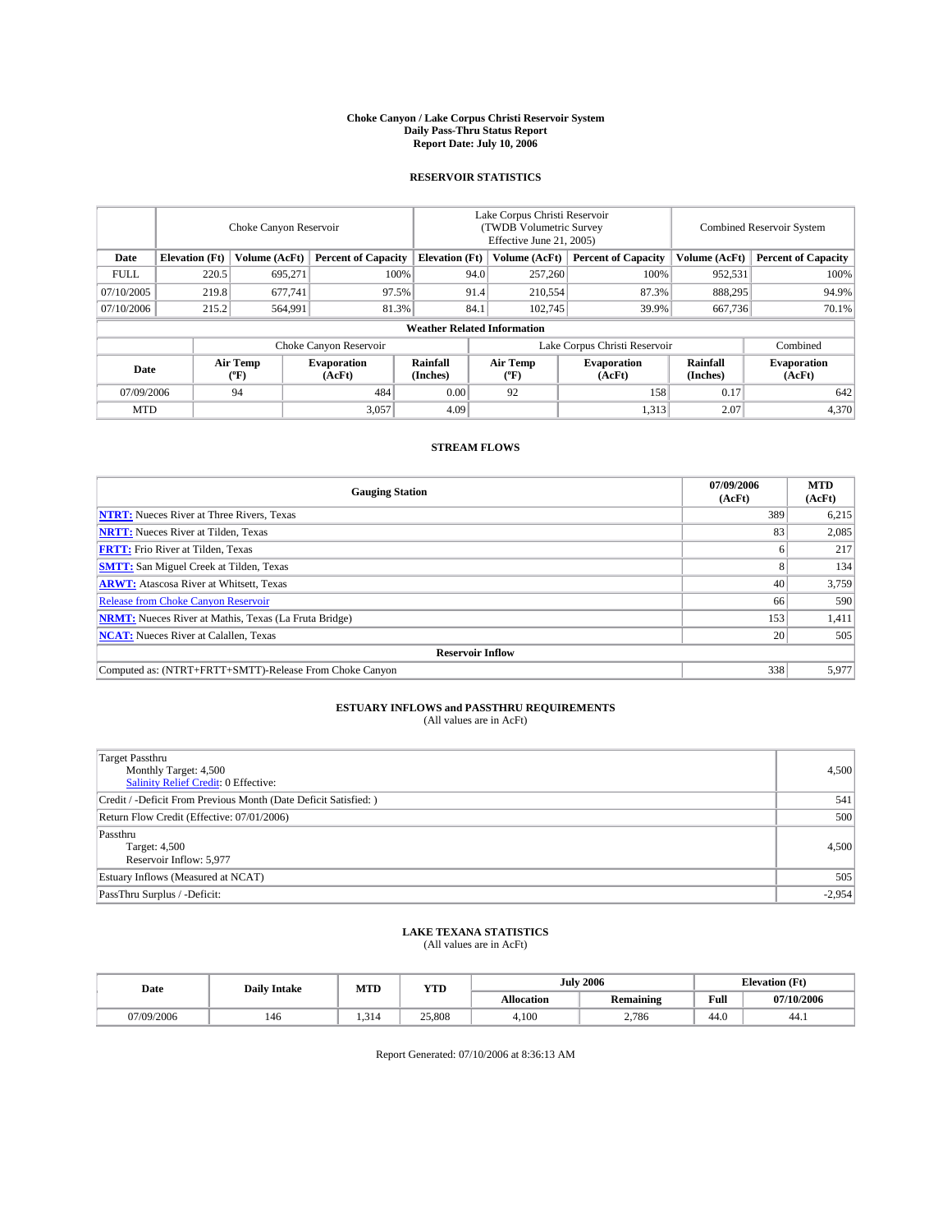# Choke Canyon / Lake Corpus Christi Reservoir System
## Daily Pass-Thru Status Report
## Report Date: July 10, 2006

### RESERVOIR STATISTICS

| | Choke Canyon Reservoir | | | Lake Corpus Christi Reservoir (TWDB Volumetric Survey Effective June 21, 2005) | | | Combined Reservoir System | |
|---|---|---|---|---|---|---|---|---|
| Date | Elevation (Ft) | Volume (AcFt) | Percent of Capacity | Elevation (Ft) | Volume (AcFt) | Percent of Capacity | Volume (AcFt) | Percent of Capacity |
| FULL | 220.5 | 695,271 | 100% | 94.0 | 257,260 | 100% | 952,531 | 100% |
| 07/10/2005 | 219.8 | 677,741 | 97.5% | 91.4 | 210,554 | 87.3% | 888,295 | 94.9% |
| 07/10/2006 | 215.2 | 564,991 | 81.3% | 84.1 | 102,745 | 39.9% | 667,736 | 70.1% |

**Weather Related Information**

| | Choke Canyon Reservoir | | | Lake Corpus Christi Reservoir | | | Combined |
|---|---|---|---|---|---|---|---|
| Date | Air Temp (°F) | Evaporation (AcFt) | Rainfall (Inches) | Air Temp (°F) | Evaporation (AcFt) | Rainfall (Inches) | Evaporation (AcFt) |
| 07/09/2006 | 94 | 484 | 0.00 | 92 | 158 | 0.17 | 642 |
| MTD | | 3,057 | 4.09 | | 1,313 | 2.07 | 4,370 |

### STREAM FLOWS

| Gauging Station | 07/09/2006 (AcFt) | MTD (AcFt) |
|---|---|---|
| **NTRT:** Nueces River at Three Rivers, Texas | 389 | 6,215 |
| **NRTT:** Nueces River at Tilden, Texas | 83 | 2,085 |
| **FRTT:** Frio River at Tilden, Texas | 6 | 217 |
| **SMTT:** San Miguel Creek at Tilden, Texas | 8 | 134 |
| **ARWT:** Atascosa River at Whitsett, Texas | 40 | 3,759 |
| Release from Choke Canyon Reservoir | 66 | 590 |
| **NRMT:** Nueces River at Mathis, Texas (La Fruta Bridge) | 153 | 1,411 |
| **NCAT:** Nueces River at Calallen, Texas | 20 | 505 |
| **Reservoir Inflow** | | |
| Computed as: (NTRT+FRTT+SMTT)-Release From Choke Canyon | 338 | 5,977 |

### ESTUARY INFLOWS and PASSTHRU REQUIREMENTS
(All values are in AcFt)

| | |
|---|---|
| Target Passthru<br>Monthly Target: 4,500<br>Salinity Relief Credit: 0 Effective: | 4,500 |
| Credit / -Deficit From Previous Month (Date Deficit Satisfied: ) | 541 |
| Return Flow Credit (Effective: 07/01/2006) | 500 |
| Passthru<br>Target: 4,500<br>Reservoir Inflow: 5,977 | 4,500 |
| Estuary Inflows (Measured at NCAT) | 505 |
| PassThru Surplus / -Deficit: | -2,954 |

### LAKE TEXANA STATISTICS
(All values are in AcFt)

| Date | Daily Intake | MTD | YTD | July 2006 | | Elevation (Ft) | |
|---|---|---|---|---|---|---|---|
| | | | | Allocation | Remaining | Full | 07/10/2006 |
| 07/09/2006 | 146 | 1,314 | 25,808 | 4,100 | 2,786 | 44.0 | 44.1 |

Report Generated: 07/10/2006 at 8:36:13 AM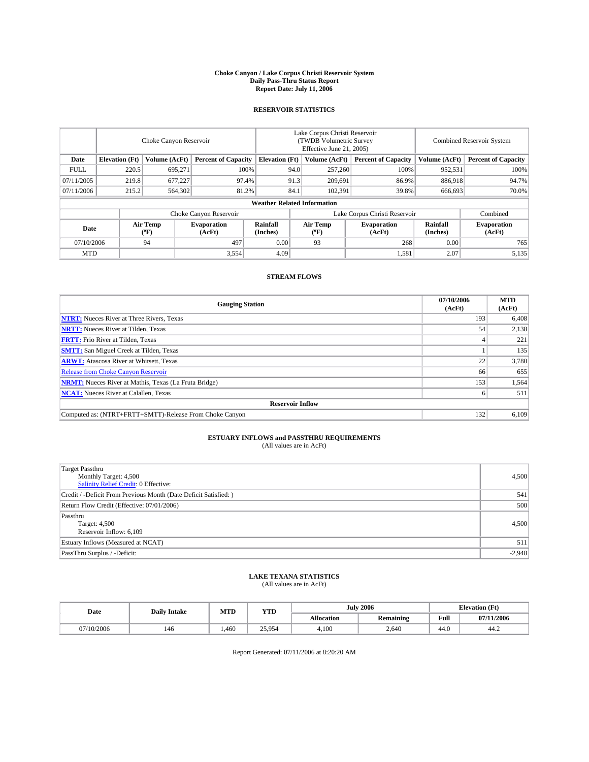# Choke Canyon / Lake Corpus Christi Reservoir System
## Daily Pass-Thru Status Report
## Report Date: July 11, 2006

### RESERVOIR STATISTICS

| | Choke Canyon Reservoir | | | Lake Corpus Christi Reservoir (TWDB Volumetric Survey Effective June 21, 2005) | | | Combined Reservoir System | |
|---|---|---|---|---|---|---|---|---|
| Date | Elevation (Ft) | Volume (AcFt) | Percent of Capacity | Elevation (Ft) | Volume (AcFt) | Percent of Capacity | Volume (AcFt) | Percent of Capacity |
| FULL | 220.5 | 695,271 | 100% | 94.0 | 257,260 | 100% | 952,531 | 100% |
| 07/11/2005 | 219.8 | 677,227 | 97.4% | 91.3 | 209,691 | 86.9% | 886,918 | 94.7% |
| 07/11/2006 | 215.2 | 564,302 | 81.2% | 84.1 | 102,391 | 39.8% | 666,693 | 70.0% |

**Weather Related Information**

| | Choke Canyon Reservoir | | | Lake Corpus Christi Reservoir | | | Combined |
|---|---|---|---|---|---|---|---|
| Date | Air Temp (°F) | Evaporation (AcFt) | Rainfall (Inches) | Air Temp (°F) | Evaporation (AcFt) | Rainfall (Inches) | Evaporation (AcFt) |
| 07/10/2006 | 94 | 497 | 0.00 | 93 | 268 | 0.00 | 765 |
| MTD | | 3,554 | 4.09 | | 1,581 | 2.07 | 5,135 |

### STREAM FLOWS

| Gauging Station | 07/10/2006 (AcFt) | MTD (AcFt) |
|---|---|---|
| **NTRT:** Nueces River at Three Rivers, Texas | 193 | 6,408 |
| **NRTT:** Nueces River at Tilden, Texas | 54 | 2,138 |
| **FRTT:** Frio River at Tilden, Texas | 4 | 221 |
| **SMTT:** San Miguel Creek at Tilden, Texas | 1 | 135 |
| **ARWT:** Atascosa River at Whitsett, Texas | 22 | 3,780 |
| Release from Choke Canyon Reservoir | 66 | 655 |
| **NRMT:** Nueces River at Mathis, Texas (La Fruta Bridge) | 153 | 1,564 |
| **NCAT:** Nueces River at Calallen, Texas | 6 | 511 |
| **Reservoir Inflow** | | |
| Computed as: (NTRT+FRTT+SMTT)-Release From Choke Canyon | 132 | 6,109 |

### ESTUARY INFLOWS and PASSTHRU REQUIREMENTS
(All values are in AcFt)

| | |
|---|---|
| Target Passthru<br>Monthly Target: 4,500<br>Salinity Relief Credit: 0 Effective: | 4,500 |
| Credit / -Deficit From Previous Month (Date Deficit Satisfied: ) | 541 |
| Return Flow Credit (Effective: 07/01/2006) | 500 |
| Passthru<br>Target: 4,500<br>Reservoir Inflow: 6,109 | 4,500 |
| Estuary Inflows (Measured at NCAT) | 511 |
| PassThru Surplus / -Deficit: | -2,948 |

### LAKE TEXANA STATISTICS
(All values are in AcFt)

| Date | Daily Intake | MTD | YTD | July 2006 | | Elevation (Ft) | |
|---|---|---|---|---|---|---|---|
| | | | | Allocation | Remaining | Full | 07/11/2006 |
| 07/10/2006 | 146 | 1,460 | 25,954 | 4,100 | 2,640 | 44.0 | 44.2 |

Report Generated: 07/11/2006 at 8:20:20 AM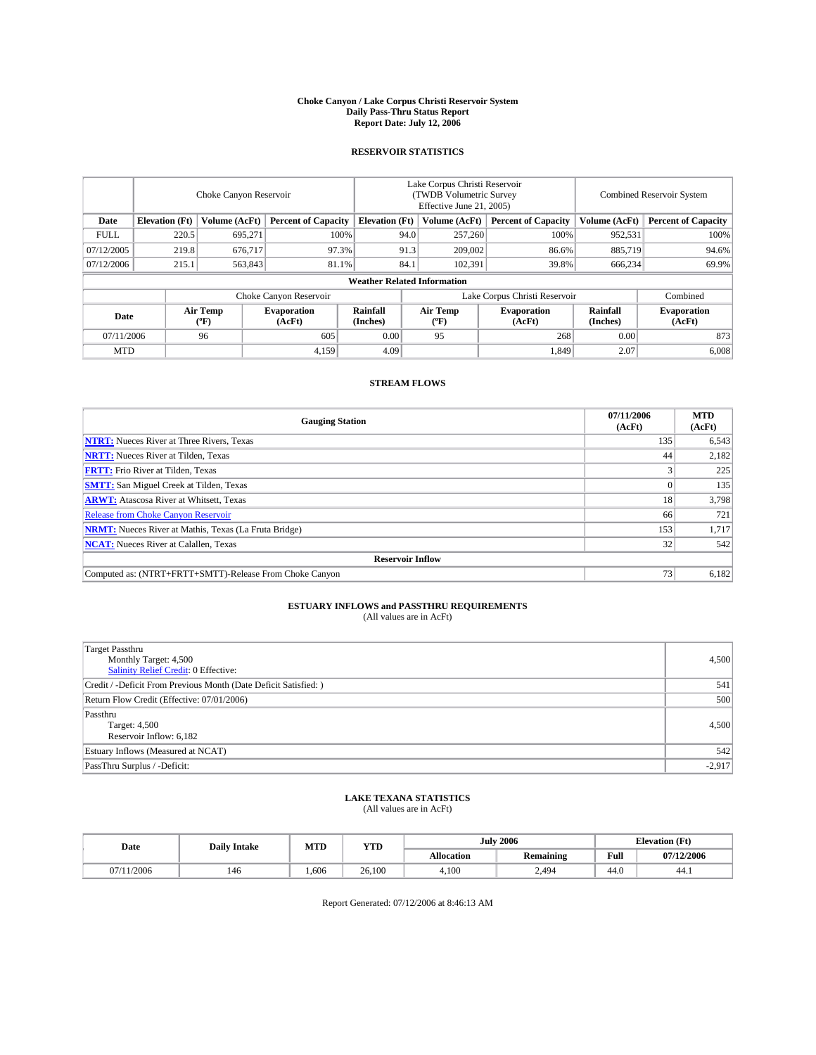# Choke Canyon / Lake Corpus Christi Reservoir System
## Daily Pass-Thru Status Report
## Report Date: July 12, 2006

### RESERVOIR STATISTICS

| | Choke Canyon Reservoir | | | Lake Corpus Christi Reservoir (TWDB Volumetric Survey Effective June 21, 2005) | | | Combined Reservoir System | |
|---|---|---|---|---|---|---|---|---|
| Date | Elevation (Ft) | Volume (AcFt) | Percent of Capacity | Elevation (Ft) | Volume (AcFt) | Percent of Capacity | Volume (AcFt) | Percent of Capacity |
| FULL | 220.5 | 695,271 | 100% | 94.0 | 257,260 | 100% | 952,531 | 100% |
| 07/12/2005 | 219.8 | 676,717 | 97.3% | 91.3 | 209,002 | 86.6% | 885,719 | 94.6% |
| 07/12/2006 | 215.1 | 563,843 | 81.1% | 84.1 | 102,391 | 39.8% | 666,234 | 69.9% |

**Weather Related Information**

| | Choke Canyon Reservoir | | | Lake Corpus Christi Reservoir | | | Combined |
|---|---|---|---|---|---|---|---|
| Date | Air Temp (°F) | Evaporation (AcFt) | Rainfall (Inches) | Air Temp (°F) | Evaporation (AcFt) | Rainfall (Inches) | Evaporation (AcFt) |
| 07/11/2006 | 96 | 605 | 0.00 | 95 | 268 | 0.00 | 873 |
| MTD | | 4,159 | 4.09 | | 1,849 | 2.07 | 6,008 |

### STREAM FLOWS

| Gauging Station | 07/11/2006 (AcFt) | MTD (AcFt) |
|---|---|---|
| **NTRT:** Nueces River at Three Rivers, Texas | 135 | 6,543 |
| **NRTT:** Nueces River at Tilden, Texas | 44 | 2,182 |
| **FRTT:** Frio River at Tilden, Texas | 3 | 225 |
| **SMTT:** San Miguel Creek at Tilden, Texas | 0 | 135 |
| **ARWT:** Atascosa River at Whitsett, Texas | 18 | 3,798 |
| Release from Choke Canyon Reservoir | 66 | 721 |
| **NRMT:** Nueces River at Mathis, Texas (La Fruta Bridge) | 153 | 1,717 |
| **NCAT:** Nueces River at Calallen, Texas | 32 | 542 |
| **Reservoir Inflow** | | |
| Computed as: (NTRT+FRTT+SMTT)-Release From Choke Canyon | 73 | 6,182 |

### ESTUARY INFLOWS and PASSTHRU REQUIREMENTS
(All values are in AcFt)

| | |
|---|---|
| Target Passthru<br>Monthly Target: 4,500<br>Salinity Relief Credit: 0 Effective: | 4,500 |
| Credit / -Deficit From Previous Month (Date Deficit Satisfied: ) | 541 |
| Return Flow Credit (Effective: 07/01/2006) | 500 |
| Passthru<br>Target: 4,500<br>Reservoir Inflow: 6,182 | 4,500 |
| Estuary Inflows (Measured at NCAT) | 542 |
| PassThru Surplus / -Deficit: | -2,917 |

### LAKE TEXANA STATISTICS
(All values are in AcFt)

| Date | Daily Intake | MTD | YTD | July 2006 | | Elevation (Ft) | |
|---|---|---|---|---|---|---|---|
| | | | | Allocation | Remaining | Full | 07/12/2006 |
| 07/11/2006 | 146 | 1,606 | 26,100 | 4,100 | 2,494 | 44.0 | 44.1 |

Report Generated: 07/12/2006 at 8:46:13 AM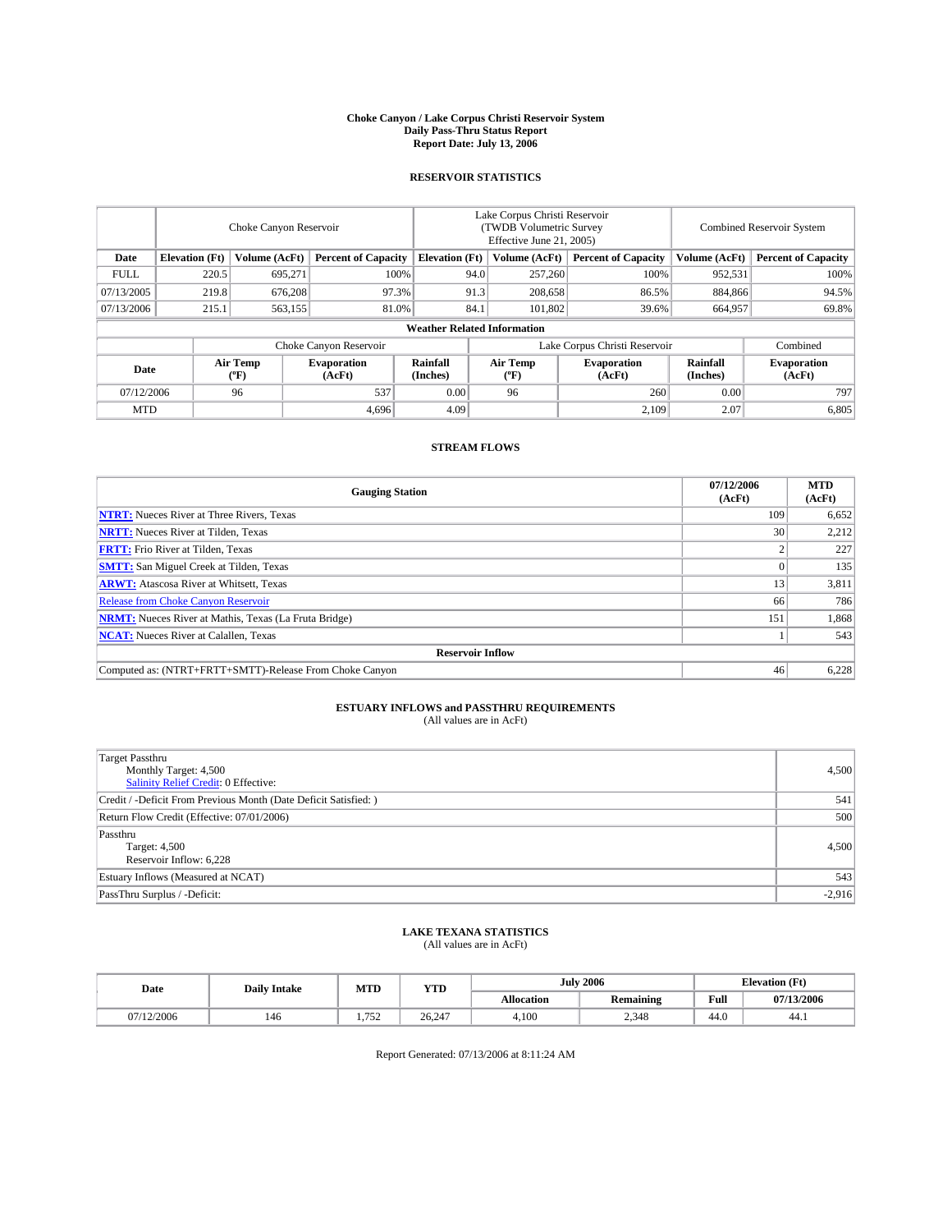# Choke Canyon / Lake Corpus Christi Reservoir System
## Daily Pass-Thru Status Report
## Report Date: July 13, 2006

### RESERVOIR STATISTICS

| | Choke Canyon Reservoir | | | Lake Corpus Christi Reservoir (TWDB Volumetric Survey Effective June 21, 2005) | | | Combined Reservoir System | |
|---|---|---|---|---|---|---|---|---|
| Date | Elevation (Ft) | Volume (AcFt) | Percent of Capacity | Elevation (Ft) | Volume (AcFt) | Percent of Capacity | Volume (AcFt) | Percent of Capacity |
| FULL | 220.5 | 695,271 | 100% | 94.0 | 257,260 | 100% | 952,531 | 100% |
| 07/13/2005 | 219.8 | 676,208 | 97.3% | 91.3 | 208,658 | 86.5% | 884,866 | 94.5% |
| 07/13/2006 | 215.1 | 563,155 | 81.0% | 84.1 | 101,802 | 39.6% | 664,957 | 69.8% |

**Weather Related Information**

| | Choke Canyon Reservoir | | | Lake Corpus Christi Reservoir | | | Combined |
|---|---|---|---|---|---|---|---|
| Date | Air Temp (°F) | Evaporation (AcFt) | Rainfall (Inches) | Air Temp (°F) | Evaporation (AcFt) | Rainfall (Inches) | Evaporation (AcFt) |
| 07/12/2006 | 96 | 537 | 0.00 | 96 | 260 | 0.00 | 797 |
| MTD | | 4,696 | 4.09 | | 2,109 | 2.07 | 6,805 |

### STREAM FLOWS

| Gauging Station | 07/12/2006 (AcFt) | MTD (AcFt) |
|---|---|---|
| **NTRT:** Nueces River at Three Rivers, Texas | 109 | 6,652 |
| **NRTT:** Nueces River at Tilden, Texas | 30 | 2,212 |
| **FRTT:** Frio River at Tilden, Texas | 2 | 227 |
| **SMTT:** San Miguel Creek at Tilden, Texas | 0 | 135 |
| **ARWT:** Atascosa River at Whitsett, Texas | 13 | 3,811 |
| Release from Choke Canyon Reservoir | 66 | 786 |
| **NRMT:** Nueces River at Mathis, Texas (La Fruta Bridge) | 151 | 1,868 |
| **NCAT:** Nueces River at Calallen, Texas | 1 | 543 |
| **Reservoir Inflow** | | |
| Computed as: (NTRT+FRTT+SMTT)-Release From Choke Canyon | 46 | 6,228 |

### ESTUARY INFLOWS and PASSTHRU REQUIREMENTS
(All values are in AcFt)

| | |
|---|---|
| Target Passthru<br>Monthly Target: 4,500<br>Salinity Relief Credit: 0 Effective: | 4,500 |
| Credit / -Deficit From Previous Month (Date Deficit Satisfied: ) | 541 |
| Return Flow Credit (Effective: 07/01/2006) | 500 |
| Passthru<br>Target: 4,500<br>Reservoir Inflow: 6,228 | 4,500 |
| Estuary Inflows (Measured at NCAT) | 543 |
| PassThru Surplus / -Deficit: | -2,916 |

### LAKE TEXANA STATISTICS
(All values are in AcFt)

| Date | Daily Intake | MTD | YTD | July 2006 | | Elevation (Ft) | |
|---|---|---|---|---|---|---|---|
| | | | | Allocation | Remaining | Full | 07/13/2006 |
| 07/12/2006 | 146 | 1,752 | 26,247 | 4,100 | 2,348 | 44.0 | 44.1 |

Report Generated: 07/13/2006 at 8:11:24 AM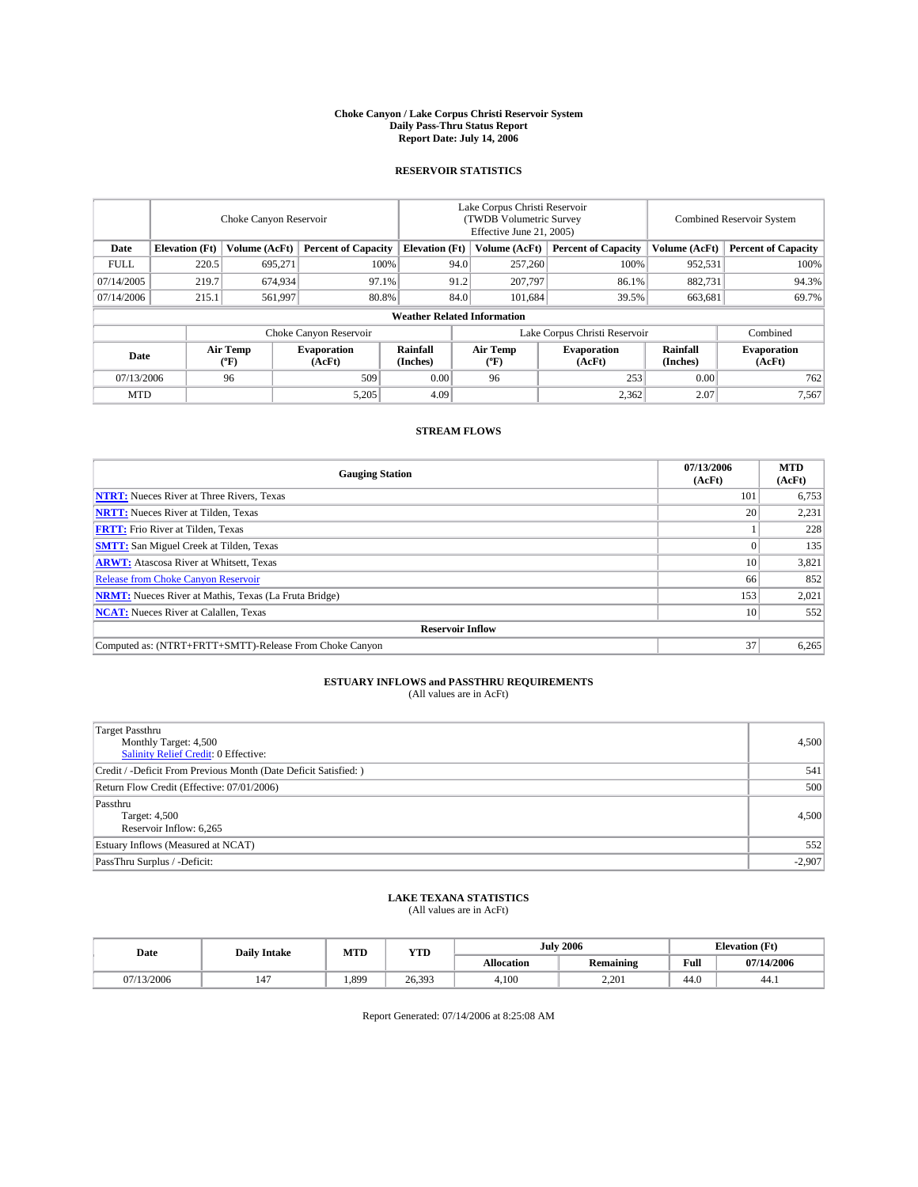# Choke Canyon / Lake Corpus Christi Reservoir System
## Daily Pass-Thru Status Report
## Report Date: July 14, 2006

### RESERVOIR STATISTICS

| | Choke Canyon Reservoir | | | Lake Corpus Christi Reservoir (TWDB Volumetric Survey Effective June 21, 2005) | | | Combined Reservoir System | |
|---|---|---|---|---|---|---|---|---|
| Date | Elevation (Ft) | Volume (AcFt) | Percent of Capacity | Elevation (Ft) | Volume (AcFt) | Percent of Capacity | Volume (AcFt) | Percent of Capacity |
| FULL | 220.5 | 695,271 | 100% | 94.0 | 257,260 | 100% | 952,531 | 100% |
| 07/14/2005 | 219.7 | 674,934 | 97.1% | 91.2 | 207,797 | 86.1% | 882,731 | 94.3% |
| 07/14/2006 | 215.1 | 561,997 | 80.8% | 84.0 | 101,684 | 39.5% | 663,681 | 69.7% |

**Weather Related Information**

| | Choke Canyon Reservoir | | | Lake Corpus Christi Reservoir | | | Combined |
|---|---|---|---|---|---|---|---|
| Date | Air Temp (ºF) | Evaporation (AcFt) | Rainfall (Inches) | Air Temp (ºF) | Evaporation (AcFt) | Rainfall (Inches) | Evaporation (AcFt) |
| 07/13/2006 | 96 | 509 | 0.00 | 96 | 253 | 0.00 | 762 |
| MTD | | 5,205 | 4.09 | | 2,362 | 2.07 | 7,567 |

### STREAM FLOWS

| Gauging Station | 07/13/2006 (AcFt) | MTD (AcFt) |
|---|---|---|
| **NTRT:** Nueces River at Three Rivers, Texas | 101 | 6,753 |
| **NRTT:** Nueces River at Tilden, Texas | 20 | 2,231 |
| **FRTT:** Frio River at Tilden, Texas | 1 | 228 |
| **SMTT:** San Miguel Creek at Tilden, Texas | 0 | 135 |
| **ARWT:** Atascosa River at Whitsett, Texas | 10 | 3,821 |
| Release from Choke Canyon Reservoir | 66 | 852 |
| **NRMT:** Nueces River at Mathis, Texas (La Fruta Bridge) | 153 | 2,021 |
| **NCAT:** Nueces River at Calallen, Texas | 10 | 552 |
| **Reservoir Inflow** | | |
| Computed as: (NTRT+FRTT+SMTT)-Release From Choke Canyon | 37 | 6,265 |

### ESTUARY INFLOWS and PASSTHRU REQUIREMENTS
(All values are in AcFt)

| | |
|---|---|
| Target Passthru<br>Monthly Target: 4,500<br>Salinity Relief Credit: 0 Effective: | 4,500 |
| Credit / -Deficit From Previous Month (Date Deficit Satisfied: ) | 541 |
| Return Flow Credit (Effective: 07/01/2006) | 500 |
| Passthru<br>Target: 4,500<br>Reservoir Inflow: 6,265 | 4,500 |
| Estuary Inflows (Measured at NCAT) | 552 |
| PassThru Surplus / -Deficit: | -2,907 |

### LAKE TEXANA STATISTICS
(All values are in AcFt)

| Date | Daily Intake | MTD | YTD | July 2006 | | Elevation (Ft) | |
|---|---|---|---|---|---|---|---|
| | | | | Allocation | Remaining | Full | 07/14/2006 |
| 07/13/2006 | 147 | 1,899 | 26,393 | 4,100 | 2,201 | 44.0 | 44.1 |

Report Generated: 07/14/2006 at 8:25:08 AM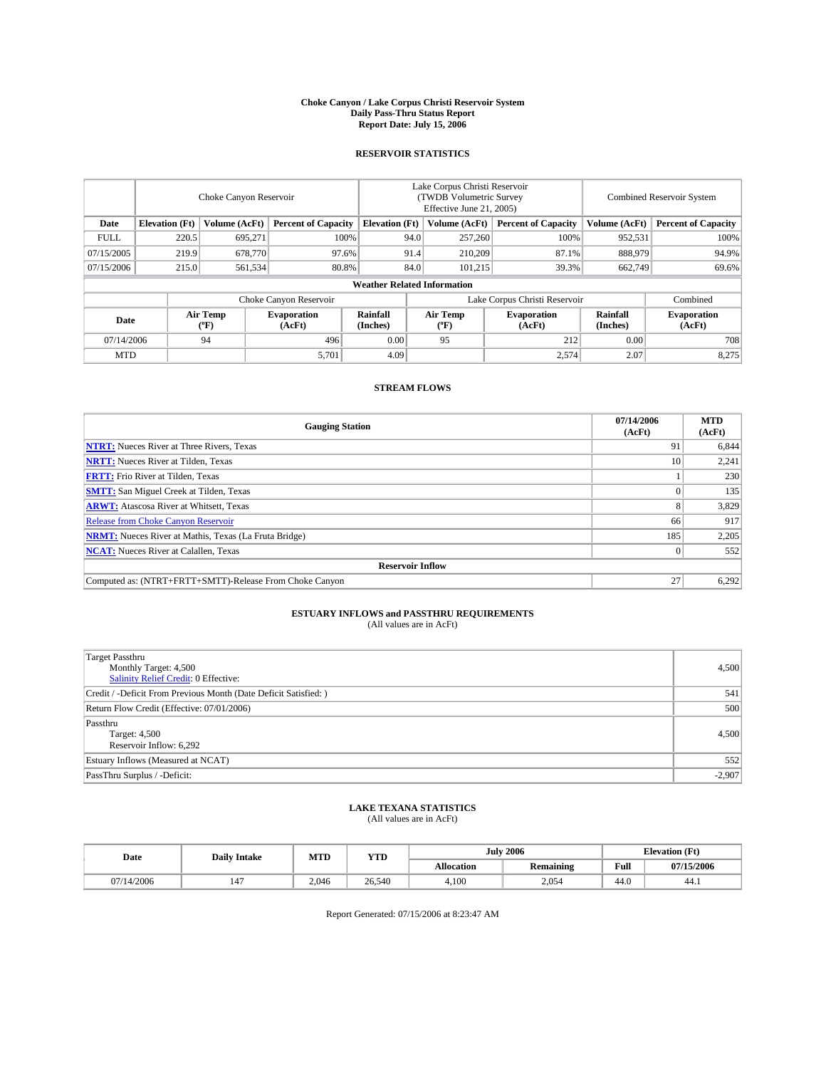**Choke Canyon / Lake Corpus Christi Reservoir System**
**Daily Pass-Thru Status Report**
**Report Date: July 15, 2006**

## RESERVOIR STATISTICS

| | Choke Canyon Reservoir | | | Lake Corpus Christi Reservoir (TWDB Volumetric Survey Effective June 21, 2005) | | | Combined Reservoir System | |
|---|---|---|---|---|---|---|---|---|
| **Date** | **Elevation (Ft)** | **Volume (AcFt)** | **Percent of Capacity** | **Elevation (Ft)** | **Volume (AcFt)** | **Percent of Capacity** | **Volume (AcFt)** | **Percent of Capacity** |
| FULL | 220.5 | 695,271 | 100% | 94.0 | 257,260 | 100% | 952,531 | 100% |
| 07/15/2005 | 219.9 | 678,770 | 97.6% | 91.4 | 210,209 | 87.1% | 888,979 | 94.9% |
| 07/15/2006 | 215.0 | 561,534 | 80.8% | 84.0 | 101,215 | 39.3% | 662,749 | 69.6% |

**Weather Related Information**

| | Choke Canyon Reservoir | | | Lake Corpus Christi Reservoir | | | Combined |
|---|---|---|---|---|---|---|---|
| **Date** | **Air Temp (°F)** | **Evaporation (AcFt)** | **Rainfall (Inches)** | **Air Temp (°F)** | **Evaporation (AcFt)** | **Rainfall (Inches)** | **Evaporation (AcFt)** |
| 07/14/2006 | 94 | 496 | 0.00 | 95 | 212 | 0.00 | 708 |
| MTD | | 5,701 | 4.09 | | 2,574 | 2.07 | 8,275 |

## STREAM FLOWS

| Gauging Station | 07/14/2006 (AcFt) | MTD (AcFt) |
|---|---|---|
| **NTRT:** Nueces River at Three Rivers, Texas | 91 | 6,844 |
| **NRTT:** Nueces River at Tilden, Texas | 10 | 2,241 |
| **FRTT:** Frio River at Tilden, Texas | 1 | 230 |
| **SMTT:** San Miguel Creek at Tilden, Texas | 0 | 135 |
| **ARWT:** Atascosa River at Whitsett, Texas | 8 | 3,829 |
| Release from Choke Canyon Reservoir | 66 | 917 |
| **NRMT:** Nueces River at Mathis, Texas (La Fruta Bridge) | 185 | 2,205 |
| **NCAT:** Nueces River at Calallen, Texas | 0 | 552 |
| **Reservoir Inflow** | | |
| Computed as: (NTRT+FRTT+SMTT)-Release From Choke Canyon | 27 | 6,292 |

## ESTUARY INFLOWS and PASSTHRU REQUIREMENTS
(All values are in AcFt)

| | |
|---|---|
| Target Passthru<br>Monthly Target: 4,500<br>Salinity Relief Credit: 0 Effective: | 4,500 |
| Credit / -Deficit From Previous Month (Date Deficit Satisfied: ) | 541 |
| Return Flow Credit (Effective: 07/01/2006) | 500 |
| Passthru<br>Target: 4,500<br>Reservoir Inflow: 6,292 | 4,500 |
| Estuary Inflows (Measured at NCAT) | 552 |
| PassThru Surplus / -Deficit: | -2,907 |

## LAKE TEXANA STATISTICS
(All values are in AcFt)

| Date | Daily Intake | MTD | YTD | July 2006 | | Elevation (Ft) | |
|---|---|---|---|---|---|---|---|
| | | | | **Allocation** | **Remaining** | **Full** | **07/15/2006** |
| 07/14/2006 | 147 | 2,046 | 26,540 | 4,100 | 2,054 | 44.0 | 44.1 |

Report Generated: 07/15/2006 at 8:23:47 AM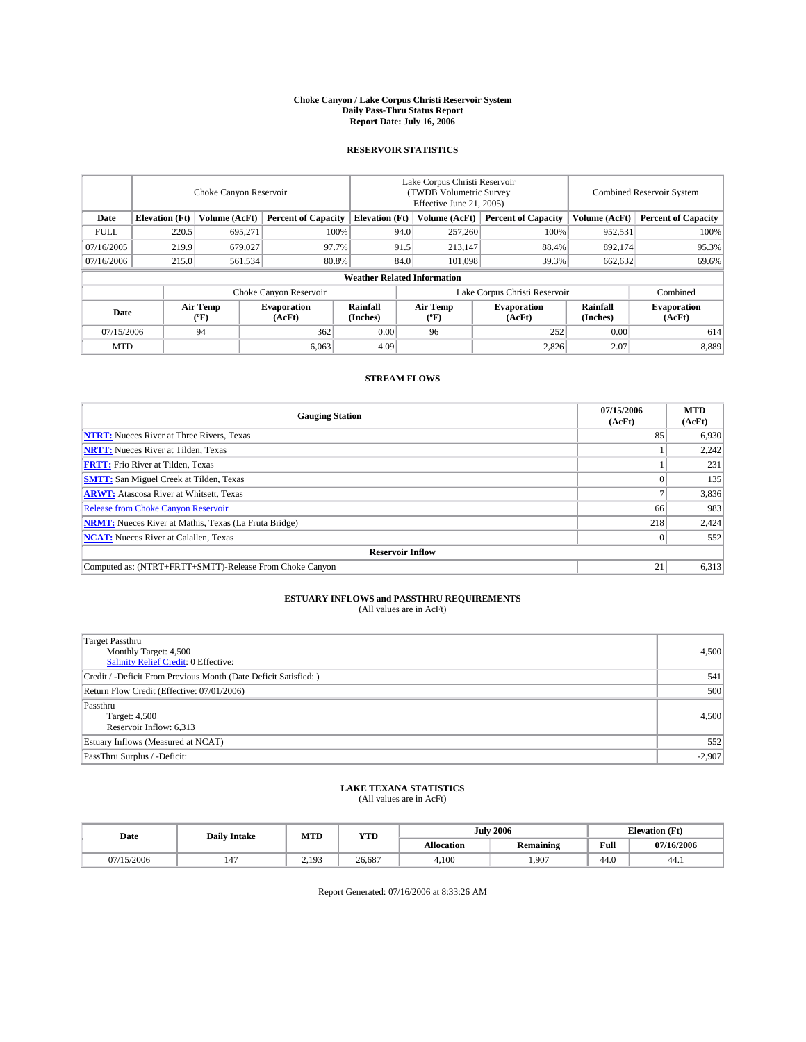# Choke Canyon / Lake Corpus Christi Reservoir System
## Daily Pass-Thru Status Report
## Report Date: July 16, 2006

### RESERVOIR STATISTICS

| | Choke Canyon Reservoir | | | Lake Corpus Christi Reservoir (TWDB Volumetric Survey Effective June 21, 2005) | | | Combined Reservoir System | |
|---|---|---|---|---|---|---|---|---|
| Date | Elevation (Ft) | Volume (AcFt) | Percent of Capacity | Elevation (Ft) | Volume (AcFt) | Percent of Capacity | Volume (AcFt) | Percent of Capacity |
| FULL | 220.5 | 695,271 | 100% | 94.0 | 257,260 | 100% | 952,531 | 100% |
| 07/16/2005 | 219.9 | 679,027 | 97.7% | 91.5 | 213,147 | 88.4% | 892,174 | 95.3% |
| 07/16/2006 | 215.0 | 561,534 | 80.8% | 84.0 | 101,098 | 39.3% | 662,632 | 69.6% |

**Weather Related Information**

| | Choke Canyon Reservoir | | | Lake Corpus Christi Reservoir | | | Combined |
|---|---|---|---|---|---|---|---|
| Date | Air Temp (°F) | Evaporation (AcFt) | Rainfall (Inches) | Air Temp (°F) | Evaporation (AcFt) | Rainfall (Inches) | Evaporation (AcFt) |
| 07/15/2006 | 94 | 362 | 0.00 | 96 | 252 | 0.00 | 614 |
| MTD | | 6,063 | 4.09 | | 2,826 | 2.07 | 8,889 |

### STREAM FLOWS

| Gauging Station | 07/15/2006 (AcFt) | MTD (AcFt) |
|---|---|---|
| **NTRT:** Nueces River at Three Rivers, Texas | 85 | 6,930 |
| **NRTT:** Nueces River at Tilden, Texas | 1 | 2,242 |
| **FRTT:** Frio River at Tilden, Texas | 1 | 231 |
| **SMTT:** San Miguel Creek at Tilden, Texas | 0 | 135 |
| **ARWT:** Atascosa River at Whitsett, Texas | 7 | 3,836 |
| Release from Choke Canyon Reservoir | 66 | 983 |
| **NRMT:** Nueces River at Mathis, Texas (La Fruta Bridge) | 218 | 2,424 |
| **NCAT:** Nueces River at Calallen, Texas | 0 | 552 |
| **Reservoir Inflow** | | |
| Computed as: (NTRT+FRTT+SMTT)-Release From Choke Canyon | 21 | 6,313 |

### ESTUARY INFLOWS and PASSTHRU REQUIREMENTS
(All values are in AcFt)

| | |
|---|---|
| Target Passthru<br>Monthly Target: 4,500<br>Salinity Relief Credit: 0 Effective: | 4,500 |
| Credit / -Deficit From Previous Month (Date Deficit Satisfied: ) | 541 |
| Return Flow Credit (Effective: 07/01/2006) | 500 |
| Passthru<br>Target: 4,500<br>Reservoir Inflow: 6,313 | 4,500 |
| Estuary Inflows (Measured at NCAT) | 552 |
| PassThru Surplus / -Deficit: | -2,907 |

### LAKE TEXANA STATISTICS
(All values are in AcFt)

| Date | Daily Intake | MTD | YTD | July 2006 | | Elevation (Ft) | |
|---|---|---|---|---|---|---|---|
| | | | | Allocation | Remaining | Full | 07/16/2006 |
| 07/15/2006 | 147 | 2,193 | 26,687 | 4,100 | 1,907 | 44.0 | 44.1 |

Report Generated: 07/16/2006 at 8:33:26 AM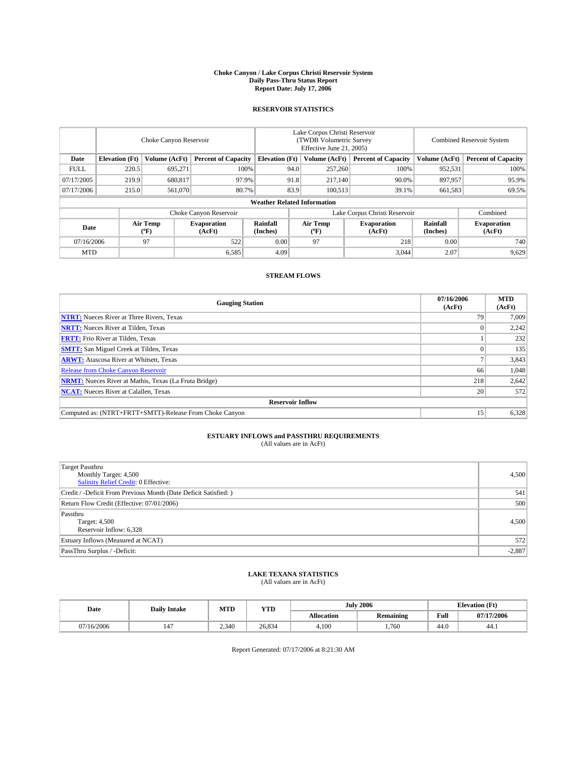**Choke Canyon / Lake Corpus Christi Reservoir System**
**Daily Pass-Thru Status Report**
**Report Date: July 17, 2006**

## RESERVOIR STATISTICS

| | Choke Canyon Reservoir | | | Lake Corpus Christi Reservoir (TWDB Volumetric Survey Effective June 21, 2005) | | | Combined Reservoir System | |
|---|---|---|---|---|---|---|---|---|
| **Date** | **Elevation (Ft)** | **Volume (AcFt)** | **Percent of Capacity** | **Elevation (Ft)** | **Volume (AcFt)** | **Percent of Capacity** | **Volume (AcFt)** | **Percent of Capacity** |
| FULL | 220.5 | 695,271 | 100% | 94.0 | 257,260 | 100% | 952,531 | 100% |
| 07/17/2005 | 219.9 | 680,817 | 97.9% | 91.8 | 217,140 | 90.0% | 897,957 | 95.9% |
| 07/17/2006 | 215.0 | 561,070 | 80.7% | 83.9 | 100,513 | 39.1% | 661,583 | 69.5% |

**Weather Related Information**

| | Choke Canyon Reservoir | | | Lake Corpus Christi Reservoir | | | Combined |
|---|---|---|---|---|---|---|---|
| **Date** | **Air Temp (°F)** | **Evaporation (AcFt)** | **Rainfall (Inches)** | **Air Temp (°F)** | **Evaporation (AcFt)** | **Rainfall (Inches)** | **Evaporation (AcFt)** |
| 07/16/2006 | 97 | 522 | 0.00 | 97 | 218 | 0.00 | 740 |
| MTD | | 6,585 | 4.09 | | 3,044 | 2.07 | 9,629 |

## STREAM FLOWS

| Gauging Station | 07/16/2006 (AcFt) | MTD (AcFt) |
|---|---|---|
| **NTRT:** Nueces River at Three Rivers, Texas | 79 | 7,009 |
| **NRTT:** Nueces River at Tilden, Texas | 0 | 2,242 |
| **FRTT:** Frio River at Tilden, Texas | 1 | 232 |
| **SMTT:** San Miguel Creek at Tilden, Texas | 0 | 135 |
| **ARWT:** Atascosa River at Whitsett, Texas | 7 | 3,843 |
| Release from Choke Canyon Reservoir | 66 | 1,048 |
| **NRMT:** Nueces River at Mathis, Texas (La Fruta Bridge) | 218 | 2,642 |
| **NCAT:** Nueces River at Calallen, Texas | 20 | 572 |
| **Reservoir Inflow** | | |
| Computed as: (NTRT+FRTT+SMTT)-Release From Choke Canyon | 15 | 6,328 |

## ESTUARY INFLOWS and PASSTHRU REQUIREMENTS

(All values are in AcFt)

| | |
|---|---|
| Target Passthru<br>Monthly Target: 4,500<br>Salinity Relief Credit: 0 Effective: | 4,500 |
| Credit / -Deficit From Previous Month (Date Deficit Satisfied: ) | 541 |
| Return Flow Credit (Effective: 07/01/2006) | 500 |
| Passthru<br>Target: 4,500<br>Reservoir Inflow: 6,328 | 4,500 |
| Estuary Inflows (Measured at NCAT) | 572 |
| PassThru Surplus / -Deficit: | -2,887 |

## LAKE TEXANA STATISTICS

(All values are in AcFt)

| Date | Daily Intake | MTD | YTD | July 2006 | | Elevation (Ft) | |
|---|---|---|---|---|---|---|---|
| | | | | **Allocation** | **Remaining** | **Full** | **07/17/2006** |
| 07/16/2006 | 147 | 2,340 | 26,834 | 4,100 | 1,760 | 44.0 | 44.1 |

Report Generated: 07/17/2006 at 8:21:30 AM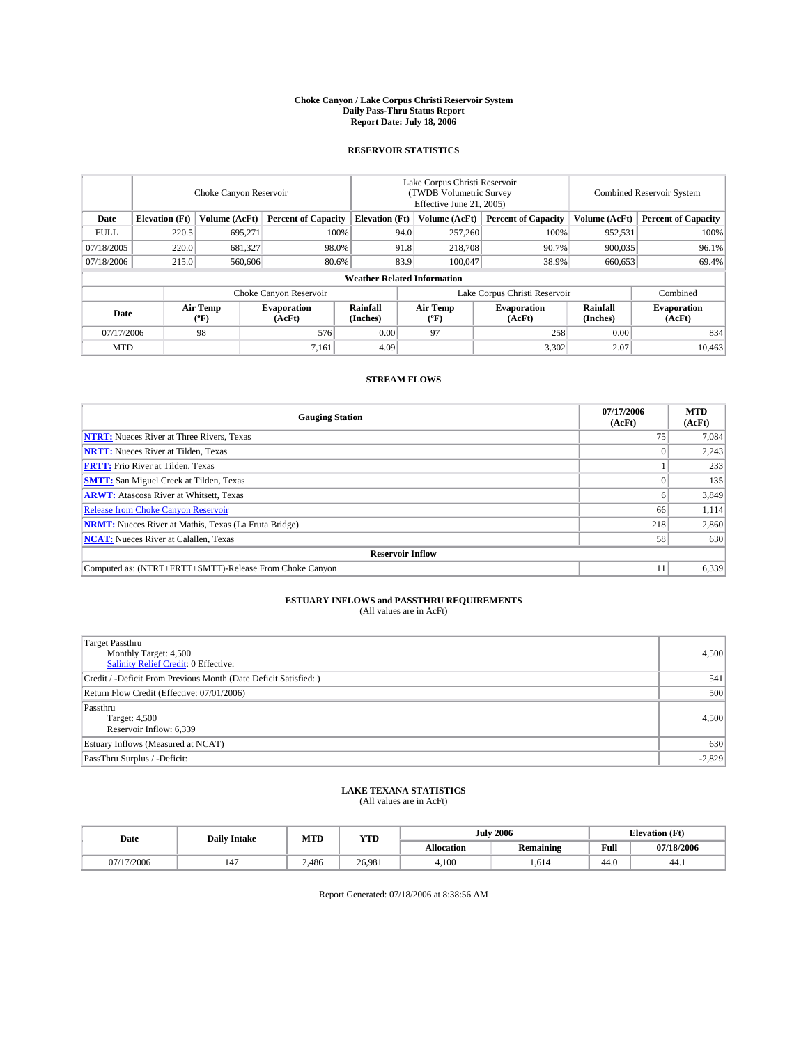# Choke Canyon / Lake Corpus Christi Reservoir System
## Daily Pass-Thru Status Report
### Report Date: July 18, 2006

## RESERVOIR STATISTICS

| | Choke Canyon Reservoir | | | Lake Corpus Christi Reservoir (TWDB Volumetric Survey Effective June 21, 2005) | | | Combined Reservoir System | |
|---|---|---|---|---|---|---|---|---|
| Date | Elevation (Ft) | Volume (AcFt) | Percent of Capacity | Elevation (Ft) | Volume (AcFt) | Percent of Capacity | Volume (AcFt) | Percent of Capacity |
| FULL | 220.5 | 695,271 | 100% | 94.0 | 257,260 | 100% | 952,531 | 100% |
| 07/18/2005 | 220.0 | 681,327 | 98.0% | 91.8 | 218,708 | 90.7% | 900,035 | 96.1% |
| 07/18/2006 | 215.0 | 560,606 | 80.6% | 83.9 | 100,047 | 38.9% | 660,653 | 69.4% |

**Weather Related Information**

| | Choke Canyon Reservoir | | | Lake Corpus Christi Reservoir | | | Combined |
|---|---|---|---|---|---|---|---|
| Date | Air Temp (ºF) | Evaporation (AcFt) | Rainfall (Inches) | Air Temp (ºF) | Evaporation (AcFt) | Rainfall (Inches) | Evaporation (AcFt) |
| 07/17/2006 | 98 | 576 | 0.00 | 97 | 258 | 0.00 | 834 |
| MTD | | 7,161 | 4.09 | | 3,302 | 2.07 | 10,463 |

## STREAM FLOWS

| Gauging Station | 07/17/2006 (AcFt) | MTD (AcFt) |
|---|---|---|
| **NTRT:** Nueces River at Three Rivers, Texas | 75 | 7,084 |
| **NRTT:** Nueces River at Tilden, Texas | 0 | 2,243 |
| **FRTT:** Frio River at Tilden, Texas | 1 | 233 |
| **SMTT:** San Miguel Creek at Tilden, Texas | 0 | 135 |
| **ARWT:** Atascosa River at Whitsett, Texas | 6 | 3,849 |
| Release from Choke Canyon Reservoir | 66 | 1,114 |
| **NRMT:** Nueces River at Mathis, Texas (La Fruta Bridge) | 218 | 2,860 |
| **NCAT:** Nueces River at Calallen, Texas | 58 | 630 |
| **Reservoir Inflow** | | |
| Computed as: (NTRT+FRTT+SMTT)-Release From Choke Canyon | 11 | 6,339 |

## ESTUARY INFLOWS and PASSTHRU REQUIREMENTS
(All values are in AcFt)

| | |
|---|---|
| Target Passthru<br>Monthly Target: 4,500<br>Salinity Relief Credit: 0 Effective: | 4,500 |
| Credit / -Deficit From Previous Month (Date Deficit Satisfied: ) | 541 |
| Return Flow Credit (Effective: 07/01/2006) | 500 |
| Passthru<br>Target: 4,500<br>Reservoir Inflow: 6,339 | 4,500 |
| Estuary Inflows (Measured at NCAT) | 630 |
| PassThru Surplus / -Deficit: | -2,829 |

## LAKE TEXANA STATISTICS
(All values are in AcFt)

| Date | Daily Intake | MTD | YTD | July 2006 | | Elevation (Ft) | |
|---|---|---|---|---|---|---|---|
| | | | | Allocation | Remaining | Full | 07/18/2006 |
| 07/17/2006 | 147 | 2,486 | 26,981 | 4,100 | 1,614 | 44.0 | 44.1 |

Report Generated: 07/18/2006 at 8:38:56 AM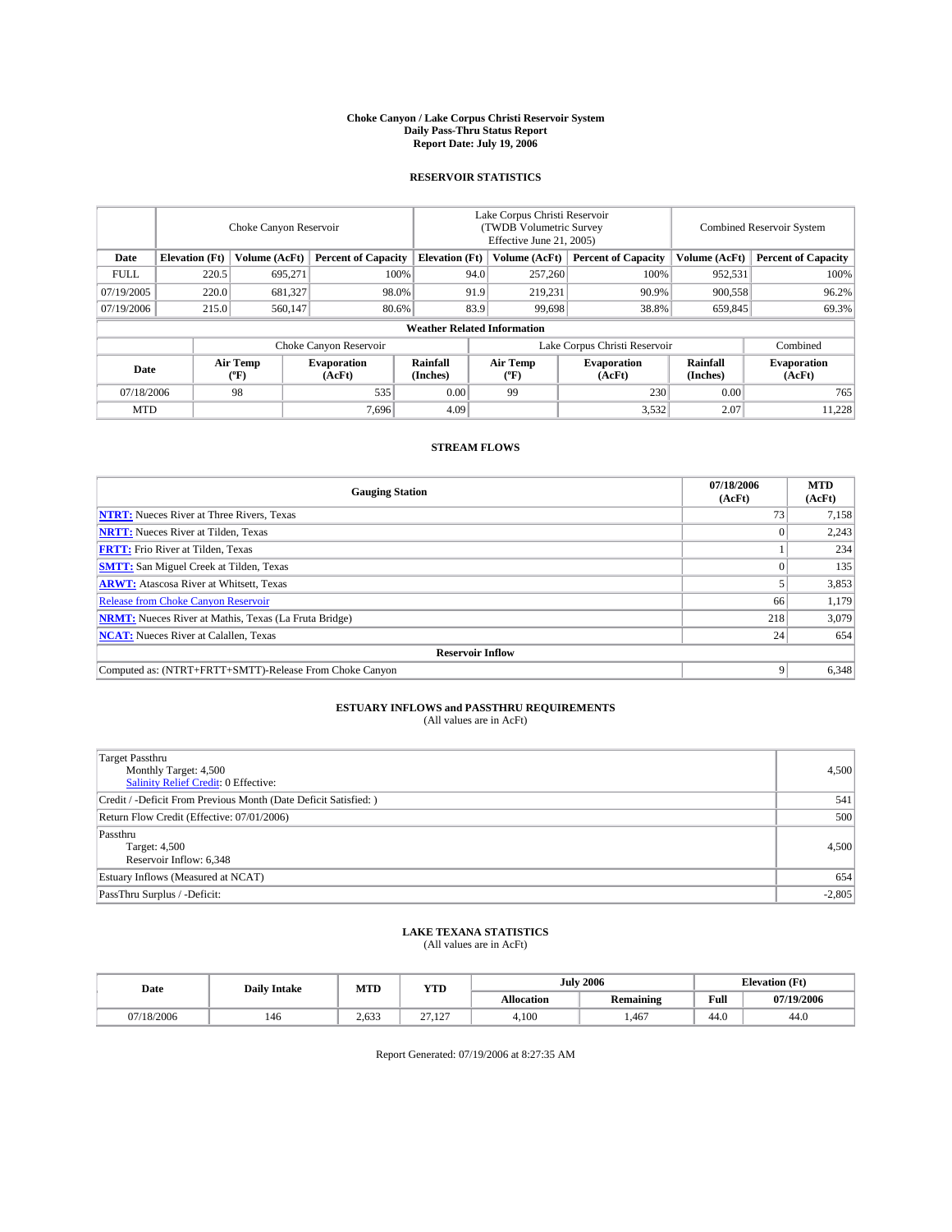# Choke Canyon / Lake Corpus Christi Reservoir System
## Daily Pass-Thru Status Report
## Report Date: July 19, 2006

### RESERVOIR STATISTICS

| | Choke Canyon Reservoir | | | Lake Corpus Christi Reservoir (TWDB Volumetric Survey Effective June 21, 2005) | | | Combined Reservoir System | |
|---|---|---|---|---|---|---|---|---|
| Date | Elevation (Ft) | Volume (AcFt) | Percent of Capacity | Elevation (Ft) | Volume (AcFt) | Percent of Capacity | Volume (AcFt) | Percent of Capacity |
| FULL | 220.5 | 695,271 | 100% | 94.0 | 257,260 | 100% | 952,531 | 100% |
| 07/19/2005 | 220.0 | 681,327 | 98.0% | 91.9 | 219,231 | 90.9% | 900,558 | 96.2% |
| 07/19/2006 | 215.0 | 560,147 | 80.6% | 83.9 | 99,698 | 38.8% | 659,845 | 69.3% |

**Weather Related Information**

| | Choke Canyon Reservoir | | | Lake Corpus Christi Reservoir | | | Combined |
|---|---|---|---|---|---|---|---|
| Date | Air Temp (ºF) | Evaporation (AcFt) | Rainfall (Inches) | Air Temp (ºF) | Evaporation (AcFt) | Rainfall (Inches) | Evaporation (AcFt) |
| 07/18/2006 | 98 | 535 | 0.00 | 99 | 230 | 0.00 | 765 |
| MTD | | 7,696 | 4.09 | | 3,532 | 2.07 | 11,228 |

### STREAM FLOWS

| Gauging Station | 07/18/2006 (AcFt) | MTD (AcFt) |
|---|---|---|
| **NTRT:** Nueces River at Three Rivers, Texas | 73 | 7,158 |
| **NRTT:** Nueces River at Tilden, Texas | 0 | 2,243 |
| **FRTT:** Frio River at Tilden, Texas | 1 | 234 |
| **SMTT:** San Miguel Creek at Tilden, Texas | 0 | 135 |
| **ARWT:** Atascosa River at Whitsett, Texas | 5 | 3,853 |
| Release from Choke Canyon Reservoir | 66 | 1,179 |
| **NRMT:** Nueces River at Mathis, Texas (La Fruta Bridge) | 218 | 3,079 |
| **NCAT:** Nueces River at Calallen, Texas | 24 | 654 |
| **Reservoir Inflow** | | |
| Computed as: (NTRT+FRTT+SMTT)-Release From Choke Canyon | 9 | 6,348 |

### ESTUARY INFLOWS and PASSTHRU REQUIREMENTS
(All values are in AcFt)

| | |
|---|---|
| Target Passthru<br>Monthly Target: 4,500<br>Salinity Relief Credit: 0 Effective: | 4,500 |
| Credit / -Deficit From Previous Month (Date Deficit Satisfied: ) | 541 |
| Return Flow Credit (Effective: 07/01/2006) | 500 |
| Passthru<br>Target: 4,500<br>Reservoir Inflow: 6,348 | 4,500 |
| Estuary Inflows (Measured at NCAT) | 654 |
| PassThru Surplus / -Deficit: | -2,805 |

### LAKE TEXANA STATISTICS
(All values are in AcFt)

| Date | Daily Intake | MTD | YTD | July 2006 | | Elevation (Ft) | |
|---|---|---|---|---|---|---|---|
| | | | | Allocation | Remaining | Full | 07/19/2006 |
| 07/18/2006 | 146 | 2,633 | 27,127 | 4,100 | 1,467 | 44.0 | 44.0 |

Report Generated: 07/19/2006 at 8:27:35 AM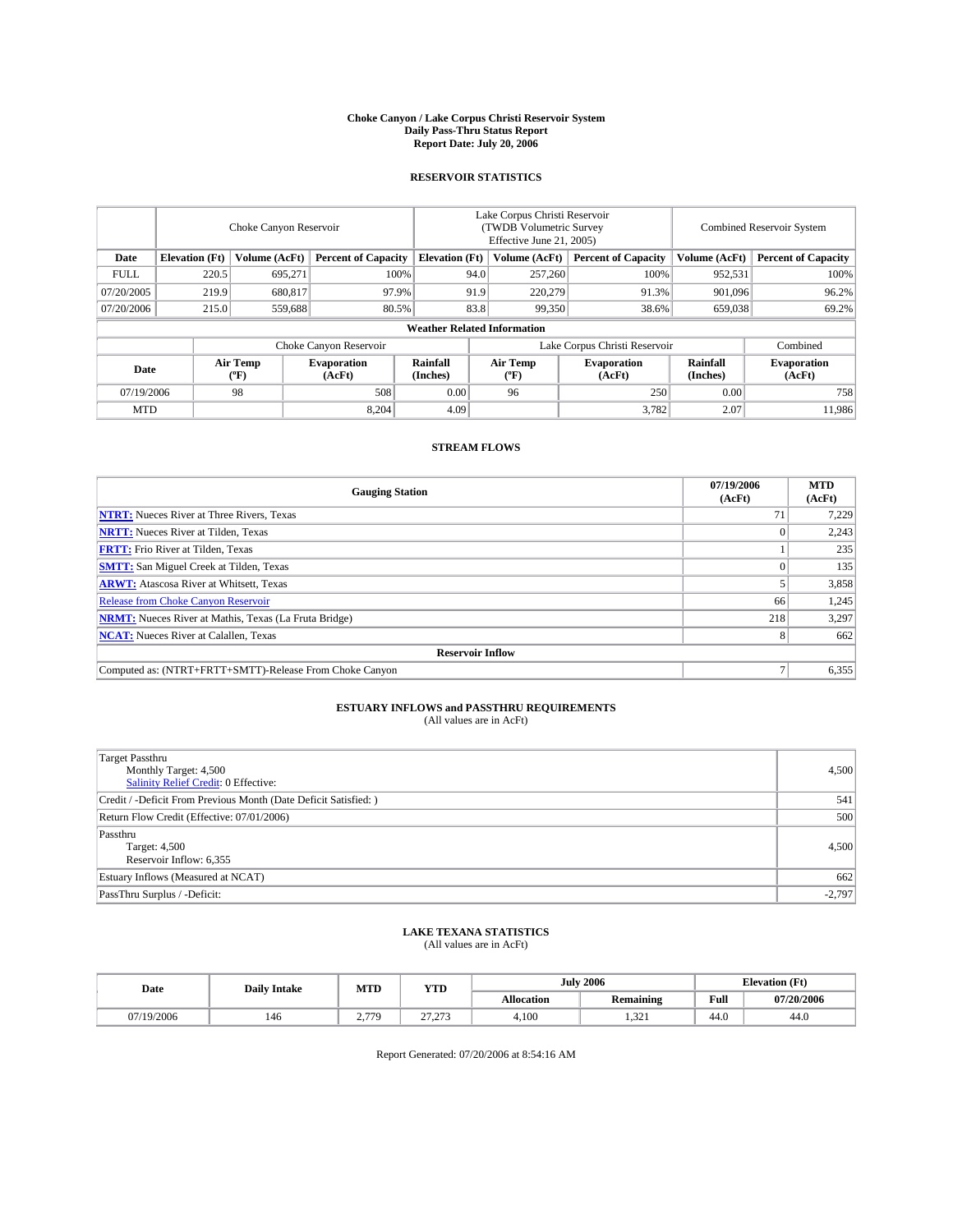# Choke Canyon / Lake Corpus Christi Reservoir System
## Daily Pass-Thru Status Report
## Report Date: July 20, 2006

### RESERVOIR STATISTICS

| | Choke Canyon Reservoir | | | Lake Corpus Christi Reservoir (TWDB Volumetric Survey Effective June 21, 2005) | | | Combined Reservoir System | |
|---|---|---|---|---|---|---|---|---|
| **Date** | **Elevation (Ft)** | **Volume (AcFt)** | **Percent of Capacity** | **Elevation (Ft)** | **Volume (AcFt)** | **Percent of Capacity** | **Volume (AcFt)** | **Percent of Capacity** |
| FULL | 220.5 | 695,271 | 100% | 94.0 | 257,260 | 100% | 952,531 | 100% |
| 07/20/2005 | 219.9 | 680,817 | 97.9% | 91.9 | 220,279 | 91.3% | 901,096 | 96.2% |
| 07/20/2006 | 215.0 | 559,688 | 80.5% | 83.8 | 99,350 | 38.6% | 659,038 | 69.2% |

**Weather Related Information**

| | Choke Canyon Reservoir | | | Lake Corpus Christi Reservoir | | | Combined |
|---|---|---|---|---|---|---|---|
| **Date** | **Air Temp (°F)** | **Evaporation (AcFt)** | **Rainfall (Inches)** | **Air Temp (°F)** | **Evaporation (AcFt)** | **Rainfall (Inches)** | **Evaporation (AcFt)** |
| 07/19/2006 | 98 | 508 | 0.00 | 96 | 250 | 0.00 | 758 |
| MTD | | 8,204 | 4.09 | | 3,782 | 2.07 | 11,986 |

### STREAM FLOWS

| Gauging Station | 07/19/2006 (AcFt) | MTD (AcFt) |
|---|---|---|
| **NTRT:** Nueces River at Three Rivers, Texas | 71 | 7,229 |
| **NRTT:** Nueces River at Tilden, Texas | 0 | 2,243 |
| **FRTT:** Frio River at Tilden, Texas | 1 | 235 |
| **SMTT:** San Miguel Creek at Tilden, Texas | 0 | 135 |
| **ARWT:** Atascosa River at Whitsett, Texas | 5 | 3,858 |
| Release from Choke Canyon Reservoir | 66 | 1,245 |
| **NRMT:** Nueces River at Mathis, Texas (La Fruta Bridge) | 218 | 3,297 |
| **NCAT:** Nueces River at Calallen, Texas | 8 | 662 |
| **Reservoir Inflow** | | |
| Computed as: (NTRT+FRTT+SMTT)-Release From Choke Canyon | 7 | 6,355 |

### ESTUARY INFLOWS and PASSTHRU REQUIREMENTS
(All values are in AcFt)

| | |
|---|---|
| Target Passthru<br>Monthly Target: 4,500<br>Salinity Relief Credit: 0 Effective: | 4,500 |
| Credit / -Deficit From Previous Month (Date Deficit Satisfied: ) | 541 |
| Return Flow Credit (Effective: 07/01/2006) | 500 |
| Passthru<br>Target: 4,500<br>Reservoir Inflow: 6,355 | 4,500 |
| Estuary Inflows (Measured at NCAT) | 662 |
| PassThru Surplus / -Deficit: | -2,797 |

### LAKE TEXANA STATISTICS
(All values are in AcFt)

| Date | Daily Intake | MTD | YTD | July 2006 | | Elevation (Ft) | |
|---|---|---|---|---|---|---|---|
| | | | | **Allocation** | **Remaining** | **Full** | **07/20/2006** |
| 07/19/2006 | 146 | 2,779 | 27,273 | 4,100 | 1,321 | 44.0 | 44.0 |

Report Generated: 07/20/2006 at 8:54:16 AM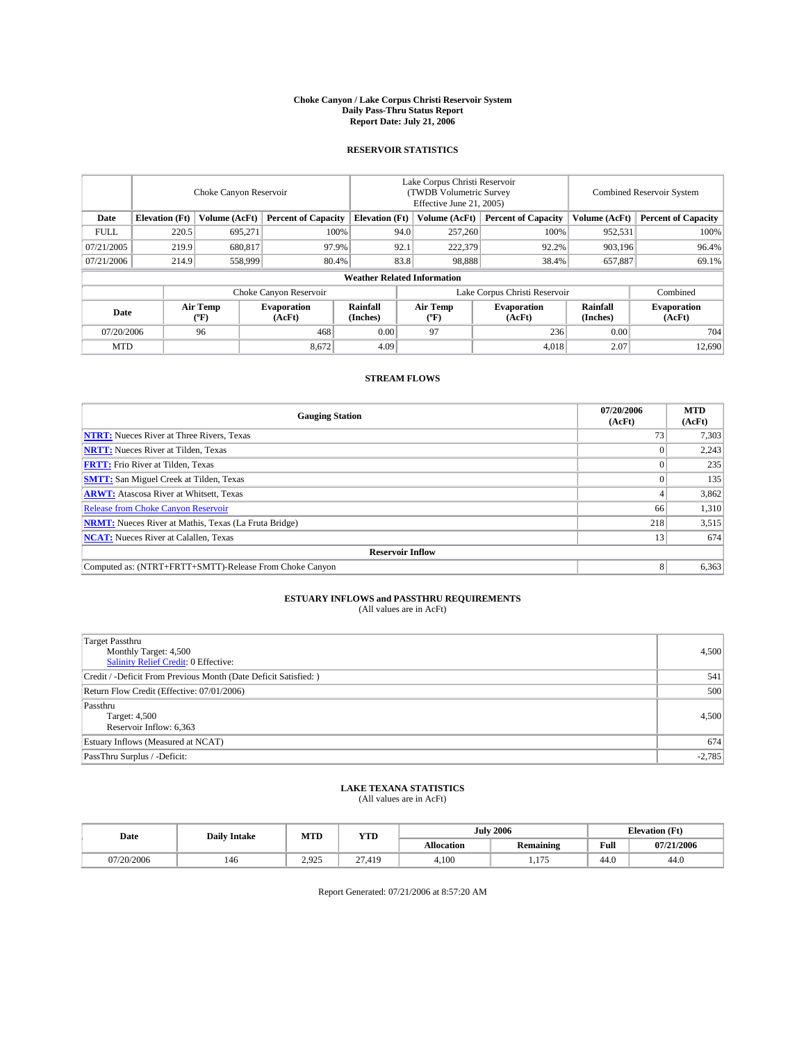# Choke Canyon / Lake Corpus Christi Reservoir System
## Daily Pass-Thru Status Report
## Report Date: July 21, 2006

### RESERVOIR STATISTICS

| | Choke Canyon Reservoir | | | Lake Corpus Christi Reservoir (TWDB Volumetric Survey Effective June 21, 2005) | | | Combined Reservoir System | |
|---|---|---|---|---|---|---|---|---|
| Date | Elevation (Ft) | Volume (AcFt) | Percent of Capacity | Elevation (Ft) | Volume (AcFt) | Percent of Capacity | Volume (AcFt) | Percent of Capacity |
| FULL | 220.5 | 695,271 | 100% | 94.0 | 257,260 | 100% | 952,531 | 100% |
| 07/21/2005 | 219.9 | 680,817 | 97.9% | 92.1 | 222,379 | 92.2% | 903,196 | 96.4% |
| 07/21/2006 | 214.9 | 558,999 | 80.4% | 83.8 | 98,888 | 38.4% | 657,887 | 69.1% |

**Weather Related Information**

| | Choke Canyon Reservoir | | | Lake Corpus Christi Reservoir | | | Combined |
|---|---|---|---|---|---|---|---|
| Date | Air Temp (°F) | Evaporation (AcFt) | Rainfall (Inches) | Air Temp (°F) | Evaporation (AcFt) | Rainfall (Inches) | Evaporation (AcFt) |
| 07/20/2006 | 96 | 468 | 0.00 | 97 | 236 | 0.00 | 704 |
| MTD | | 8,672 | 4.09 | | 4,018 | 2.07 | 12,690 |

### STREAM FLOWS

| Gauging Station | 07/20/2006 (AcFt) | MTD (AcFt) |
|---|---|---|
| **NTRT:** Nueces River at Three Rivers, Texas | 73 | 7,303 |
| **NRTT:** Nueces River at Tilden, Texas | 0 | 2,243 |
| **FRTT:** Frio River at Tilden, Texas | 0 | 235 |
| **SMTT:** San Miguel Creek at Tilden, Texas | 0 | 135 |
| **ARWT:** Atascosa River at Whitsett, Texas | 4 | 3,862 |
| Release from Choke Canyon Reservoir | 66 | 1,310 |
| **NRMT:** Nueces River at Mathis, Texas (La Fruta Bridge) | 218 | 3,515 |
| **NCAT:** Nueces River at Calallen, Texas | 13 | 674 |
| **Reservoir Inflow** | | |
| Computed as: (NTRT+FRTT+SMTT)-Release From Choke Canyon | 8 | 6,363 |

### ESTUARY INFLOWS and PASSTHRU REQUIREMENTS
(All values are in AcFt)

| | |
|---|---|
| Target Passthru<br>Monthly Target: 4,500<br>Salinity Relief Credit: 0 Effective: | 4,500 |
| Credit / -Deficit From Previous Month (Date Deficit Satisfied: ) | 541 |
| Return Flow Credit (Effective: 07/01/2006) | 500 |
| Passthru<br>Target: 4,500<br>Reservoir Inflow: 6,363 | 4,500 |
| Estuary Inflows (Measured at NCAT) | 674 |
| PassThru Surplus / -Deficit: | -2,785 |

### LAKE TEXANA STATISTICS
(All values are in AcFt)

| Date | Daily Intake | MTD | YTD | July 2006 | | Elevation (Ft) | |
|---|---|---|---|---|---|---|---|
| | | | | Allocation | Remaining | Full | 07/21/2006 |
| 07/20/2006 | 146 | 2,925 | 27,419 | 4,100 | 1,175 | 44.0 | 44.0 |

Report Generated: 07/21/2006 at 8:57:20 AM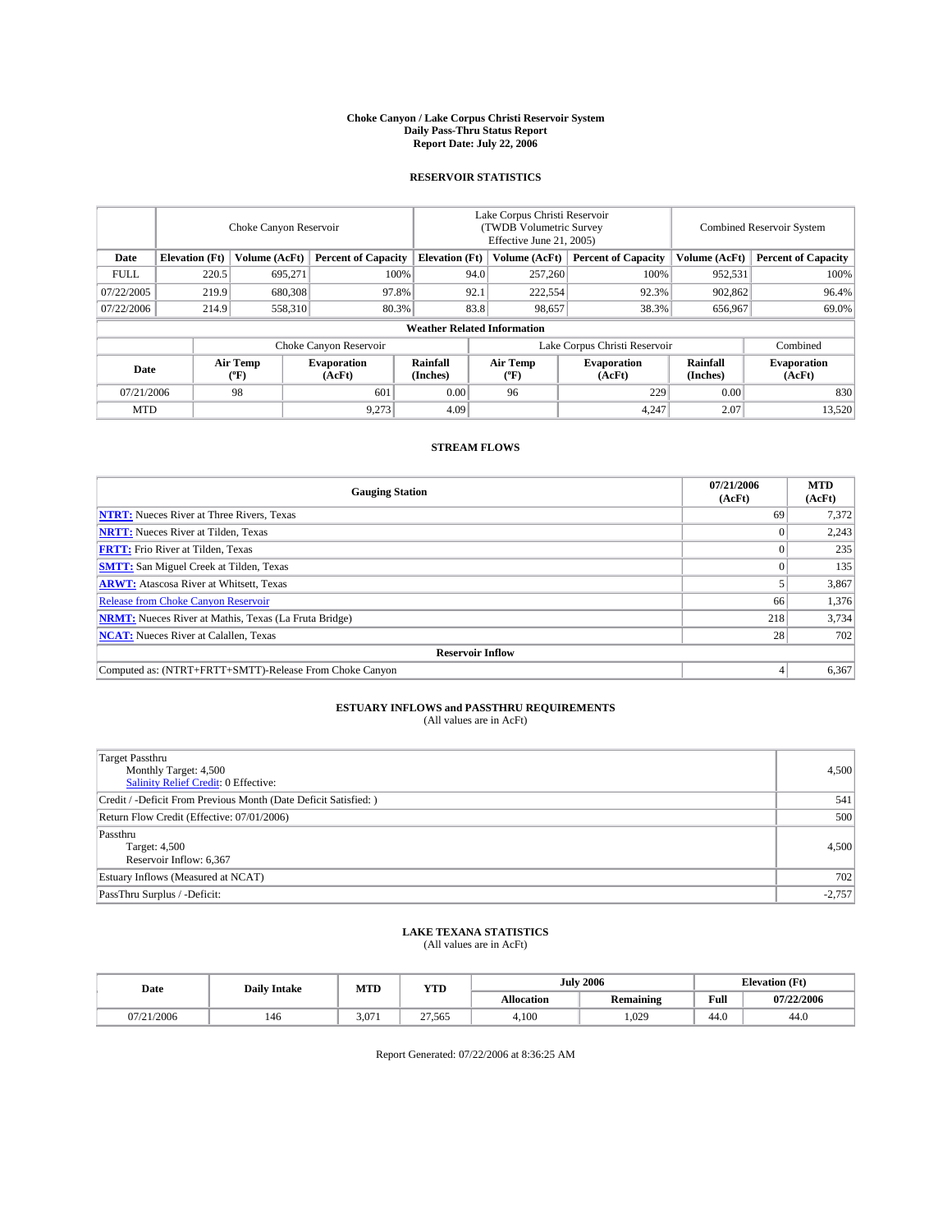# Choke Canyon / Lake Corpus Christi Reservoir System
## Daily Pass-Thru Status Report
### Report Date: July 22, 2006

## RESERVOIR STATISTICS

| | Choke Canyon Reservoir | | | Lake Corpus Christi Reservoir (TWDB Volumetric Survey Effective June 21, 2005) | | | Combined Reservoir System | |
|---|---|---|---|---|---|---|---|---|
| Date | Elevation (Ft) | Volume (AcFt) | Percent of Capacity | Elevation (Ft) | Volume (AcFt) | Percent of Capacity | Volume (AcFt) | Percent of Capacity |
| FULL | 220.5 | 695,271 | 100% | 94.0 | 257,260 | 100% | 952,531 | 100% |
| 07/22/2005 | 219.9 | 680,308 | 97.8% | 92.1 | 222,554 | 92.3% | 902,862 | 96.4% |
| 07/22/2006 | 214.9 | 558,310 | 80.3% | 83.8 | 98,657 | 38.3% | 656,967 | 69.0% |

**Weather Related Information**

| | Choke Canyon Reservoir | | | Lake Corpus Christi Reservoir | | | Combined |
|---|---|---|---|---|---|---|---|
| Date | Air Temp (ºF) | Evaporation (AcFt) | Rainfall (Inches) | Air Temp (ºF) | Evaporation (AcFt) | Rainfall (Inches) | Evaporation (AcFt) |
| 07/21/2006 | 98 | 601 | 0.00 | 96 | 229 | 0.00 | 830 |
| MTD | | 9,273 | 4.09 | | 4,247 | 2.07 | 13,520 |

## STREAM FLOWS

| Gauging Station | 07/21/2006 (AcFt) | MTD (AcFt) |
|---|---|---|
| **NTRT:** Nueces River at Three Rivers, Texas | 69 | 7,372 |
| **NRTT:** Nueces River at Tilden, Texas | 0 | 2,243 |
| **FRTT:** Frio River at Tilden, Texas | 0 | 235 |
| **SMTT:** San Miguel Creek at Tilden, Texas | 0 | 135 |
| **ARWT:** Atascosa River at Whitsett, Texas | 5 | 3,867 |
| Release from Choke Canyon Reservoir | 66 | 1,376 |
| **NRMT:** Nueces River at Mathis, Texas (La Fruta Bridge) | 218 | 3,734 |
| **NCAT:** Nueces River at Calallen, Texas | 28 | 702 |
| **Reservoir Inflow** | | |
| Computed as: (NTRT+FRTT+SMTT)-Release From Choke Canyon | 4 | 6,367 |

## ESTUARY INFLOWS and PASSTHRU REQUIREMENTS
(All values are in AcFt)

| | |
|---|---|
| Target Passthru<br>Monthly Target: 4,500<br>Salinity Relief Credit: 0 Effective: | 4,500 |
| Credit / -Deficit From Previous Month (Date Deficit Satisfied: ) | 541 |
| Return Flow Credit (Effective: 07/01/2006) | 500 |
| Passthru<br>Target: 4,500<br>Reservoir Inflow: 6,367 | 4,500 |
| Estuary Inflows (Measured at NCAT) | 702 |
| PassThru Surplus / -Deficit: | -2,757 |

## LAKE TEXANA STATISTICS
(All values are in AcFt)

| Date | Daily Intake | MTD | YTD | July 2006 | | Elevation (Ft) | |
|---|---|---|---|---|---|---|---|
| | | | | Allocation | Remaining | Full | 07/22/2006 |
| 07/21/2006 | 146 | 3,071 | 27,565 | 4,100 | 1,029 | 44.0 | 44.0 |

Report Generated: 07/22/2006 at 8:36:25 AM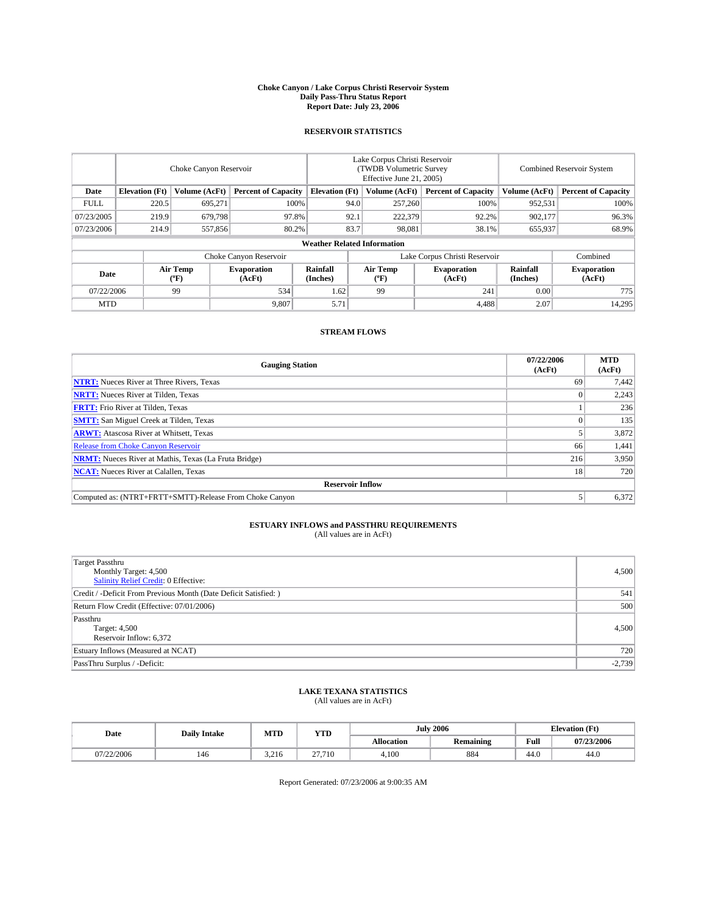# Choke Canyon / Lake Corpus Christi Reservoir System
## Daily Pass-Thru Status Report
## Report Date: July 23, 2006

### RESERVOIR STATISTICS

| | Choke Canyon Reservoir | | | Lake Corpus Christi Reservoir (TWDB Volumetric Survey Effective June 21, 2005) | | | Combined Reservoir System | |
|---|---|---|---|---|---|---|---|---|
| Date | Elevation (Ft) | Volume (AcFt) | Percent of Capacity | Elevation (Ft) | Volume (AcFt) | Percent of Capacity | Volume (AcFt) | Percent of Capacity |
| FULL | 220.5 | 695,271 | 100% | 94.0 | 257,260 | 100% | 952,531 | 100% |
| 07/23/2005 | 219.9 | 679,798 | 97.8% | 92.1 | 222,379 | 92.2% | 902,177 | 96.3% |
| 07/23/2006 | 214.9 | 557,856 | 80.2% | 83.7 | 98,081 | 38.1% | 655,937 | 68.9% |

**Weather Related Information**

| | Choke Canyon Reservoir | | | Lake Corpus Christi Reservoir | | | Combined |
|---|---|---|---|---|---|---|---|
| Date | Air Temp (ºF) | Evaporation (AcFt) | Rainfall (Inches) | Air Temp (ºF) | Evaporation (AcFt) | Rainfall (Inches) | Evaporation (AcFt) |
| 07/22/2006 | 99 | 534 | 1.62 | 99 | 241 | 0.00 | 775 |
| MTD | | 9,807 | 5.71 | | 4,488 | 2.07 | 14,295 |

### STREAM FLOWS

| Gauging Station | 07/22/2006 (AcFt) | MTD (AcFt) |
|---|---|---|
| **NTRT:** Nueces River at Three Rivers, Texas | 69 | 7,442 |
| **NRTT:** Nueces River at Tilden, Texas | 0 | 2,243 |
| **FRTT:** Frio River at Tilden, Texas | 1 | 236 |
| **SMTT:** San Miguel Creek at Tilden, Texas | 0 | 135 |
| **ARWT:** Atascosa River at Whitsett, Texas | 5 | 3,872 |
| Release from Choke Canyon Reservoir | 66 | 1,441 |
| **NRMT:** Nueces River at Mathis, Texas (La Fruta Bridge) | 216 | 3,950 |
| **NCAT:** Nueces River at Calallen, Texas | 18 | 720 |
| **Reservoir Inflow** | | |
| Computed as: (NTRT+FRTT+SMTT)-Release From Choke Canyon | 5 | 6,372 |

### ESTUARY INFLOWS and PASSTHRU REQUIREMENTS
(All values are in AcFt)

| | |
|---|---|
| Target Passthru<br>Monthly Target: 4,500<br>Salinity Relief Credit: 0 Effective: | 4,500 |
| Credit / -Deficit From Previous Month (Date Deficit Satisfied: ) | 541 |
| Return Flow Credit (Effective: 07/01/2006) | 500 |
| Passthru<br>Target: 4,500<br>Reservoir Inflow: 6,372 | 4,500 |
| Estuary Inflows (Measured at NCAT) | 720 |
| PassThru Surplus / -Deficit: | -2,739 |

### LAKE TEXANA STATISTICS
(All values are in AcFt)

| Date | Daily Intake | MTD | YTD | July 2006 | | Elevation (Ft) | |
|---|---|---|---|---|---|---|---|
| | | | | Allocation | Remaining | Full | 07/23/2006 |
| 07/22/2006 | 146 | 3,216 | 27,710 | 4,100 | 884 | 44.0 | 44.0 |

Report Generated: 07/23/2006 at 9:00:35 AM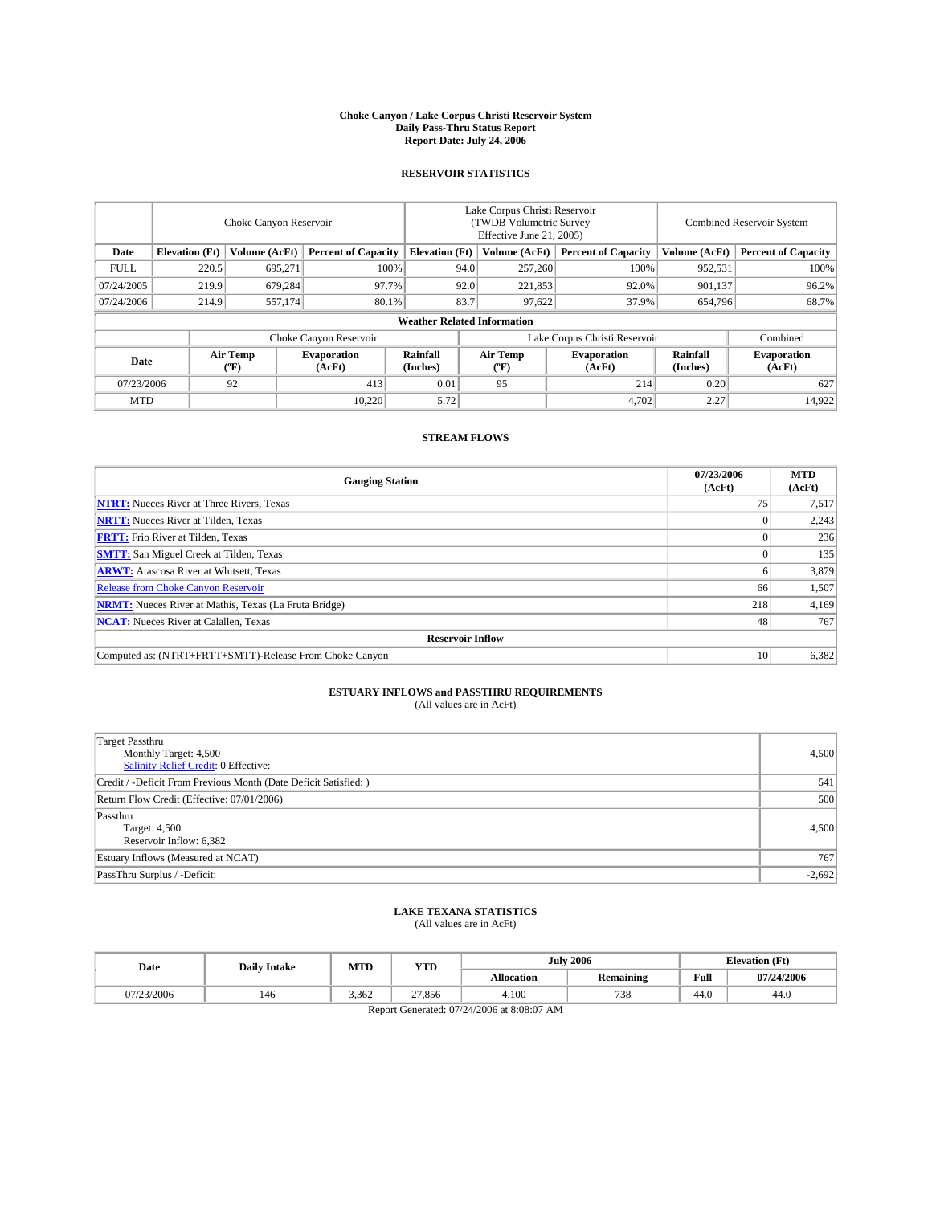# Choke Canyon / Lake Corpus Christi Reservoir System
## Daily Pass-Thru Status Report
## Report Date: July 24, 2006

### RESERVOIR STATISTICS

| | Choke Canyon Reservoir | | | Lake Corpus Christi Reservoir (TWDB Volumetric Survey Effective June 21, 2005) | | | Combined Reservoir System | |
|---|---|---|---|---|---|---|---|---|
| Date | Elevation (Ft) | Volume (AcFt) | Percent of Capacity | Elevation (Ft) | Volume (AcFt) | Percent of Capacity | Volume (AcFt) | Percent of Capacity |
| FULL | 220.5 | 695,271 | 100% | 94.0 | 257,260 | 100% | 952,531 | 100% |
| 07/24/2005 | 219.9 | 679,284 | 97.7% | 92.0 | 221,853 | 92.0% | 901,137 | 96.2% |
| 07/24/2006 | 214.9 | 557,174 | 80.1% | 83.7 | 97,622 | 37.9% | 654,796 | 68.7% |

**Weather Related Information**

| | Choke Canyon Reservoir | | | Lake Corpus Christi Reservoir | | | Combined |
|---|---|---|---|---|---|---|---|
| Date | Air Temp (ºF) | Evaporation (AcFt) | Rainfall (Inches) | Air Temp (ºF) | Evaporation (AcFt) | Rainfall (Inches) | Evaporation (AcFt) |
| 07/23/2006 | 92 | 413 | 0.01 | 95 | 214 | 0.20 | 627 |
| MTD | | 10,220 | 5.72 | | 4,702 | 2.27 | 14,922 |

### STREAM FLOWS

| Gauging Station | 07/23/2006 (AcFt) | MTD (AcFt) |
|---|---|---|
| **NTRT:** Nueces River at Three Rivers, Texas | 75 | 7,517 |
| **NRTT:** Nueces River at Tilden, Texas | 0 | 2,243 |
| **FRTT:** Frio River at Tilden, Texas | 0 | 236 |
| **SMTT:** San Miguel Creek at Tilden, Texas | 0 | 135 |
| **ARWT:** Atascosa River at Whitsett, Texas | 6 | 3,879 |
| Release from Choke Canyon Reservoir | 66 | 1,507 |
| **NRMT:** Nueces River at Mathis, Texas (La Fruta Bridge) | 218 | 4,169 |
| **NCAT:** Nueces River at Calallen, Texas | 48 | 767 |
| **Reservoir Inflow** | | |
| Computed as: (NTRT+FRTT+SMTT)-Release From Choke Canyon | 10 | 6,382 |

### ESTUARY INFLOWS and PASSTHRU REQUIREMENTS
(All values are in AcFt)

| | |
|---|---|
| Target Passthru<br>Monthly Target: 4,500<br>Salinity Relief Credit: 0 Effective: | 4,500 |
| Credit / -Deficit From Previous Month (Date Deficit Satisfied: ) | 541 |
| Return Flow Credit (Effective: 07/01/2006) | 500 |
| Passthru<br>Target: 4,500<br>Reservoir Inflow: 6,382 | 4,500 |
| Estuary Inflows (Measured at NCAT) | 767 |
| PassThru Surplus / -Deficit: | -2,692 |

### LAKE TEXANA STATISTICS
(All values are in AcFt)

| Date | Daily Intake | MTD | YTD | July 2006 | | Elevation (Ft) | |
|---|---|---|---|---|---|---|---|
| | | | | Allocation | Remaining | Full | 07/24/2006 |
| 07/23/2006 | 146 | 3,362 | 27,856 | 4,100 | 738 | 44.0 | 44.0 |

Report Generated: 07/24/2006 at 8:08:07 AM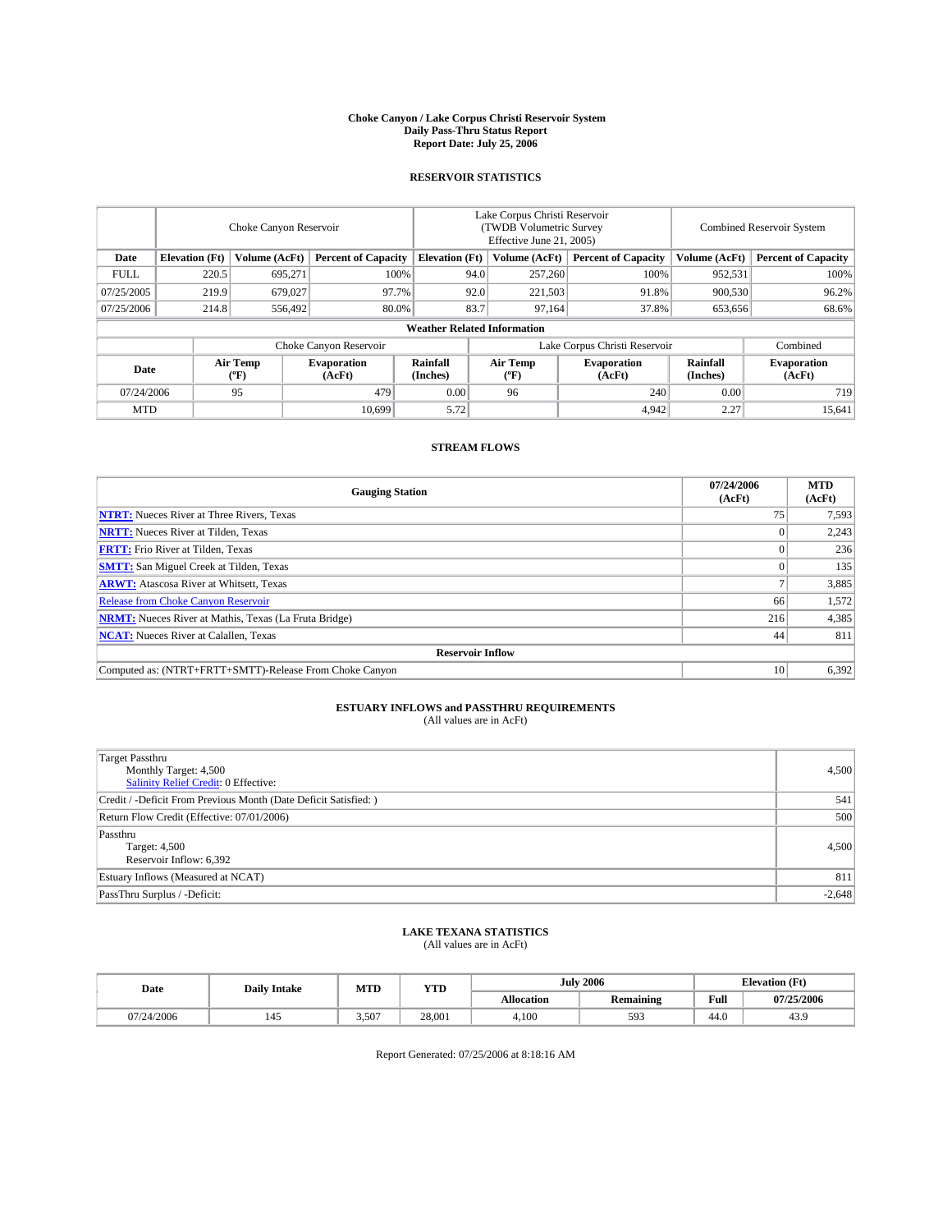# Choke Canyon / Lake Corpus Christi Reservoir System
## Daily Pass-Thru Status Report
## Report Date: July 25, 2006

### RESERVOIR STATISTICS

| | Choke Canyon Reservoir | | | Lake Corpus Christi Reservoir (TWDB Volumetric Survey Effective June 21, 2005) | | | Combined Reservoir System | |
|---|---|---|---|---|---|---|---|---|
| Date | Elevation (Ft) | Volume (AcFt) | Percent of Capacity | Elevation (Ft) | Volume (AcFt) | Percent of Capacity | Volume (AcFt) | Percent of Capacity |
| FULL | 220.5 | 695,271 | 100% | 94.0 | 257,260 | 100% | 952,531 | 100% |
| 07/25/2005 | 219.9 | 679,027 | 97.7% | 92.0 | 221,503 | 91.8% | 900,530 | 96.2% |
| 07/25/2006 | 214.8 | 556,492 | 80.0% | 83.7 | 97,164 | 37.8% | 653,656 | 68.6% |

**Weather Related Information**

| | Choke Canyon Reservoir | | | Lake Corpus Christi Reservoir | | | Combined |
|---|---|---|---|---|---|---|---|
| Date | Air Temp (ºF) | Evaporation (AcFt) | Rainfall (Inches) | Air Temp (ºF) | Evaporation (AcFt) | Rainfall (Inches) | Evaporation (AcFt) |
| 07/24/2006 | 95 | 479 | 0.00 | 96 | 240 | 0.00 | 719 |
| MTD | | 10,699 | 5.72 | | 4,942 | 2.27 | 15,641 |

### STREAM FLOWS

| Gauging Station | 07/24/2006 (AcFt) | MTD (AcFt) |
|---|---|---|
| **NTRT:** Nueces River at Three Rivers, Texas | 75 | 7,593 |
| **NRTT:** Nueces River at Tilden, Texas | 0 | 2,243 |
| **FRTT:** Frio River at Tilden, Texas | 0 | 236 |
| **SMTT:** San Miguel Creek at Tilden, Texas | 0 | 135 |
| **ARWT:** Atascosa River at Whitsett, Texas | 7 | 3,885 |
| Release from Choke Canyon Reservoir | 66 | 1,572 |
| **NRMT:** Nueces River at Mathis, Texas (La Fruta Bridge) | 216 | 4,385 |
| **NCAT:** Nueces River at Calallen, Texas | 44 | 811 |
| **Reservoir Inflow** | | |
| Computed as: (NTRT+FRTT+SMTT)-Release From Choke Canyon | 10 | 6,392 |

### ESTUARY INFLOWS and PASSTHRU REQUIREMENTS
(All values are in AcFt)

| | |
|---|---|
| Target Passthru<br>Monthly Target: 4,500<br>Salinity Relief Credit: 0 Effective: | 4,500 |
| Credit / -Deficit From Previous Month (Date Deficit Satisfied: ) | 541 |
| Return Flow Credit (Effective: 07/01/2006) | 500 |
| Passthru<br>Target: 4,500<br>Reservoir Inflow: 6,392 | 4,500 |
| Estuary Inflows (Measured at NCAT) | 811 |
| PassThru Surplus / -Deficit: | -2,648 |

### LAKE TEXANA STATISTICS
(All values are in AcFt)

| Date | Daily Intake | MTD | YTD | July 2006 | | Elevation (Ft) | |
|---|---|---|---|---|---|---|---|
| | | | | Allocation | Remaining | Full | 07/25/2006 |
| 07/24/2006 | 145 | 3,507 | 28,001 | 4,100 | 593 | 44.0 | 43.9 |

Report Generated: 07/25/2006 at 8:18:16 AM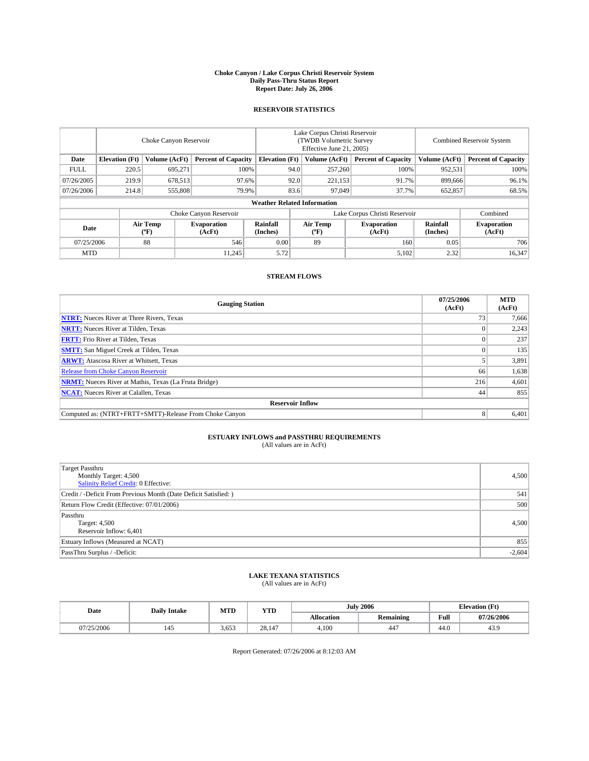# Choke Canyon / Lake Corpus Christi Reservoir System
## Daily Pass-Thru Status Report
### Report Date: July 26, 2006

## RESERVOIR STATISTICS

| | Choke Canyon Reservoir | | | Lake Corpus Christi Reservoir (TWDB Volumetric Survey Effective June 21, 2005) | | | Combined Reservoir System | |
|---|---|---|---|---|---|---|---|---|
| **Date** | **Elevation (Ft)** | **Volume (AcFt)** | **Percent of Capacity** | **Elevation (Ft)** | **Volume (AcFt)** | **Percent of Capacity** | **Volume (AcFt)** | **Percent of Capacity** |
| FULL | 220.5 | 695,271 | 100% | 94.0 | 257,260 | 100% | 952,531 | 100% |
| 07/26/2005 | 219.9 | 678,513 | 97.6% | 92.0 | 221,153 | 91.7% | 899,666 | 96.1% |
| 07/26/2006 | 214.8 | 555,808 | 79.9% | 83.6 | 97,049 | 37.7% | 652,857 | 68.5% |

### Weather Related Information

| | Choke Canyon Reservoir | | | Lake Corpus Christi Reservoir | | | Combined |
|---|---|---|---|---|---|---|---|
| **Date** | **Air Temp (°F)** | **Evaporation (AcFt)** | **Rainfall (Inches)** | **Air Temp (°F)** | **Evaporation (AcFt)** | **Rainfall (Inches)** | **Evaporation (AcFt)** |
| 07/25/2006 | 88 | 546 | 0.00 | 89 | 160 | 0.05 | 706 |
| MTD | | 11,245 | 5.72 | | 5,102 | 2.32 | 16,347 |

## STREAM FLOWS

| Gauging Station | 07/25/2006 (AcFt) | MTD (AcFt) |
|---|---|---|
| **NTRT:** Nueces River at Three Rivers, Texas | 73 | 7,666 |
| **NRTT:** Nueces River at Tilden, Texas | 0 | 2,243 |
| **FRTT:** Frio River at Tilden, Texas | 0 | 237 |
| **SMTT:** San Miguel Creek at Tilden, Texas | 0 | 135 |
| **ARWT:** Atascosa River at Whitsett, Texas | 5 | 3,891 |
| Release from Choke Canyon Reservoir | 66 | 1,638 |
| **NRMT:** Nueces River at Mathis, Texas (La Fruta Bridge) | 216 | 4,601 |
| **NCAT:** Nueces River at Calallen, Texas | 44 | 855 |
| **Reservoir Inflow** | | |
| Computed as: (NTRT+FRTT+SMTT)-Release From Choke Canyon | 8 | 6,401 |

## ESTUARY INFLOWS and PASSTHRU REQUIREMENTS
(All values are in AcFt)

| | |
|---|---|
| Target Passthru<br>Monthly Target: 4,500<br>Salinity Relief Credit: 0 Effective: | 4,500 |
| Credit / -Deficit From Previous Month (Date Deficit Satisfied: ) | 541 |
| Return Flow Credit (Effective: 07/01/2006) | 500 |
| Passthru<br>Target: 4,500<br>Reservoir Inflow: 6,401 | 4,500 |
| Estuary Inflows (Measured at NCAT) | 855 |
| PassThru Surplus / -Deficit: | -2,604 |

## LAKE TEXANA STATISTICS
(All values are in AcFt)

| Date | Daily Intake | MTD | YTD | July 2006 | | Elevation (Ft) | |
|---|---|---|---|---|---|---|---|
| | | | | **Allocation** | **Remaining** | **Full** | **07/26/2006** |
| 07/25/2006 | 145 | 3,653 | 28,147 | 4,100 | 447 | 44.0 | 43.9 |

Report Generated: 07/26/2006 at 8:12:03 AM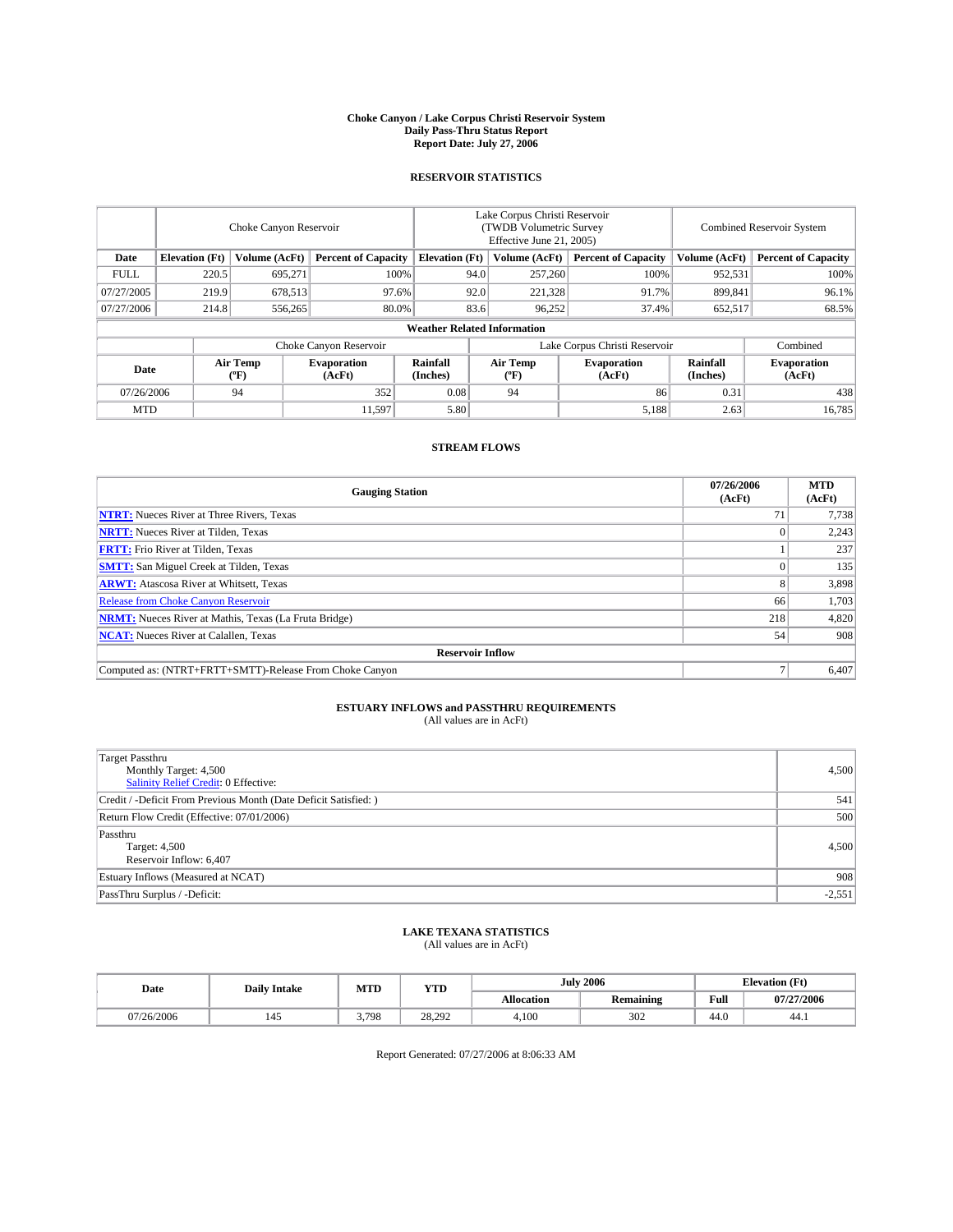# Choke Canyon / Lake Corpus Christi Reservoir System
## Daily Pass-Thru Status Report
### Report Date: July 27, 2006

## RESERVOIR STATISTICS

| | Choke Canyon Reservoir | | | Lake Corpus Christi Reservoir (TWDB Volumetric Survey Effective June 21, 2005) | | | Combined Reservoir System | |
|---|---|---|---|---|---|---|---|---|
| **Date** | **Elevation (Ft)** | **Volume (AcFt)** | **Percent of Capacity** | **Elevation (Ft)** | **Volume (AcFt)** | **Percent of Capacity** | **Volume (AcFt)** | **Percent of Capacity** |
| FULL | 220.5 | 695,271 | 100% | 94.0 | 257,260 | 100% | 952,531 | 100% |
| 07/27/2005 | 219.9 | 678,513 | 97.6% | 92.0 | 221,328 | 91.7% | 899,841 | 96.1% |
| 07/27/2006 | 214.8 | 556,265 | 80.0% | 83.6 | 96,252 | 37.4% | 652,517 | 68.5% |

**Weather Related Information**

| | Choke Canyon Reservoir | | | Lake Corpus Christi Reservoir | | | Combined |
|---|---|---|---|---|---|---|---|
| **Date** | **Air Temp (°F)** | **Evaporation (AcFt)** | **Rainfall (Inches)** | **Air Temp (°F)** | **Evaporation (AcFt)** | **Rainfall (Inches)** | **Evaporation (AcFt)** |
| 07/26/2006 | 94 | 352 | 0.08 | 94 | 86 | 0.31 | 438 |
| MTD | | 11,597 | 5.80 | | 5,188 | 2.63 | 16,785 |

## STREAM FLOWS

| Gauging Station | 07/26/2006 (AcFt) | MTD (AcFt) |
|---|---|---|
| **NTRT:** Nueces River at Three Rivers, Texas | 71 | 7,738 |
| **NRTT:** Nueces River at Tilden, Texas | 0 | 2,243 |
| **FRTT:** Frio River at Tilden, Texas | 1 | 237 |
| **SMTT:** San Miguel Creek at Tilden, Texas | 0 | 135 |
| **ARWT:** Atascosa River at Whitsett, Texas | 8 | 3,898 |
| Release from Choke Canyon Reservoir | 66 | 1,703 |
| **NRMT:** Nueces River at Mathis, Texas (La Fruta Bridge) | 218 | 4,820 |
| **NCAT:** Nueces River at Calallen, Texas | 54 | 908 |
| **Reservoir Inflow** | | |
| Computed as: (NTRT+FRTT+SMTT)-Release From Choke Canyon | 7 | 6,407 |

## ESTUARY INFLOWS and PASSTHRU REQUIREMENTS
(All values are in AcFt)

| | |
|---|---|
| Target Passthru<br>Monthly Target: 4,500<br>Salinity Relief Credit: 0 Effective: | 4,500 |
| Credit / -Deficit From Previous Month (Date Deficit Satisfied: ) | 541 |
| Return Flow Credit (Effective: 07/01/2006) | 500 |
| Passthru<br>Target: 4,500<br>Reservoir Inflow: 6,407 | 4,500 |
| Estuary Inflows (Measured at NCAT) | 908 |
| PassThru Surplus / -Deficit: | -2,551 |

## LAKE TEXANA STATISTICS
(All values are in AcFt)

| Date | Daily Intake | MTD | YTD | July 2006 | | Elevation (Ft) | |
|---|---|---|---|---|---|---|---|
| | | | | **Allocation** | **Remaining** | **Full** | **07/27/2006** |
| 07/26/2006 | 145 | 3,798 | 28,292 | 4,100 | 302 | 44.0 | 44.1 |

Report Generated: 07/27/2006 at 8:06:33 AM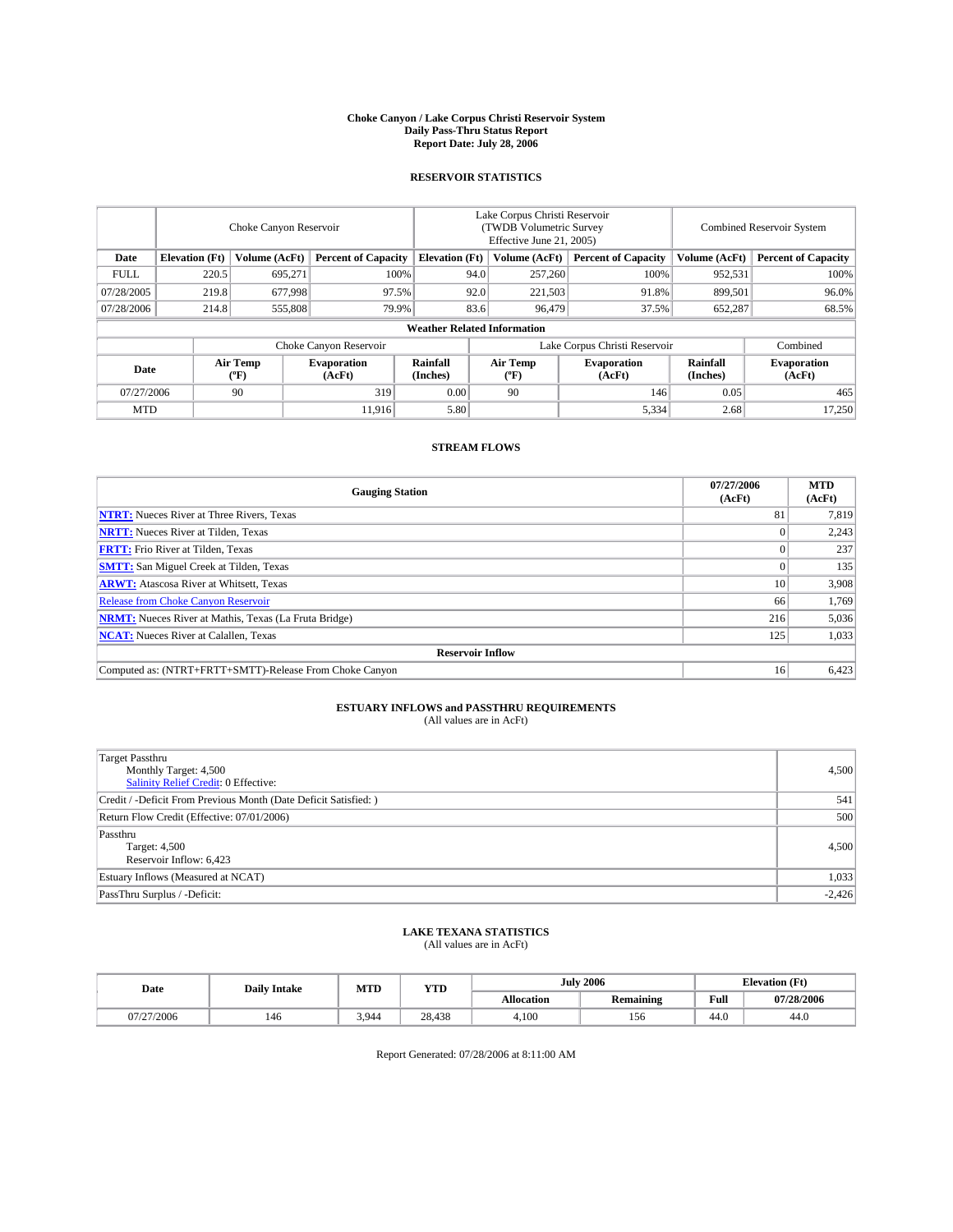**Choke Canyon / Lake Corpus Christi Reservoir System**
**Daily Pass-Thru Status Report**
**Report Date: July 28, 2006**

## RESERVOIR STATISTICS

| | Choke Canyon Reservoir | | | Lake Corpus Christi Reservoir (TWDB Volumetric Survey Effective June 21, 2005) | | | Combined Reservoir System | |
|---|---|---|---|---|---|---|---|---|
| **Date** | **Elevation (Ft)** | **Volume (AcFt)** | **Percent of Capacity** | **Elevation (Ft)** | **Volume (AcFt)** | **Percent of Capacity** | **Volume (AcFt)** | **Percent of Capacity** |
| FULL | 220.5 | 695,271 | 100% | 94.0 | 257,260 | 100% | 952,531 | 100% |
| 07/28/2005 | 219.8 | 677,998 | 97.5% | 92.0 | 221,503 | 91.8% | 899,501 | 96.0% |
| 07/28/2006 | 214.8 | 555,808 | 79.9% | 83.6 | 96,479 | 37.5% | 652,287 | 68.5% |

**Weather Related Information**

| | Choke Canyon Reservoir | | | Lake Corpus Christi Reservoir | | | Combined |
|---|---|---|---|---|---|---|---|
| **Date** | **Air Temp (°F)** | **Evaporation (AcFt)** | **Rainfall (Inches)** | **Air Temp (°F)** | **Evaporation (AcFt)** | **Rainfall (Inches)** | **Evaporation (AcFt)** |
| 07/27/2006 | 90 | 319 | 0.00 | 90 | 146 | 0.05 | 465 |
| MTD | | 11,916 | 5.80 | | 5,334 | 2.68 | 17,250 |

## STREAM FLOWS

| Gauging Station | 07/27/2006 (AcFt) | MTD (AcFt) |
|---|---|---|
| **NTRT:** Nueces River at Three Rivers, Texas | 81 | 7,819 |
| **NRTT:** Nueces River at Tilden, Texas | 0 | 2,243 |
| **FRTT:** Frio River at Tilden, Texas | 0 | 237 |
| **SMTT:** San Miguel Creek at Tilden, Texas | 0 | 135 |
| **ARWT:** Atascosa River at Whitsett, Texas | 10 | 3,908 |
| Release from Choke Canyon Reservoir | 66 | 1,769 |
| **NRMT:** Nueces River at Mathis, Texas (La Fruta Bridge) | 216 | 5,036 |
| **NCAT:** Nueces River at Calallen, Texas | 125 | 1,033 |
| **Reservoir Inflow** | | |
| Computed as: (NTRT+FRTT+SMTT)-Release From Choke Canyon | 16 | 6,423 |

## ESTUARY INFLOWS and PASSTHRU REQUIREMENTS
(All values are in AcFt)

| | |
|---|---|
| Target Passthru<br>Monthly Target: 4,500<br>Salinity Relief Credit: 0 Effective: | 4,500 |
| Credit / -Deficit From Previous Month (Date Deficit Satisfied: ) | 541 |
| Return Flow Credit (Effective: 07/01/2006) | 500 |
| Passthru<br>Target: 4,500<br>Reservoir Inflow: 6,423 | 4,500 |
| Estuary Inflows (Measured at NCAT) | 1,033 |
| PassThru Surplus / -Deficit: | -2,426 |

## LAKE TEXANA STATISTICS
(All values are in AcFt)

| Date | Daily Intake | MTD | YTD | July 2006 | | Elevation (Ft) | |
|---|---|---|---|---|---|---|---|
| | | | | **Allocation** | **Remaining** | **Full** | **07/28/2006** |
| 07/27/2006 | 146 | 3,944 | 28,438 | 4,100 | 156 | 44.0 | 44.0 |

Report Generated: 07/28/2006 at 8:11:00 AM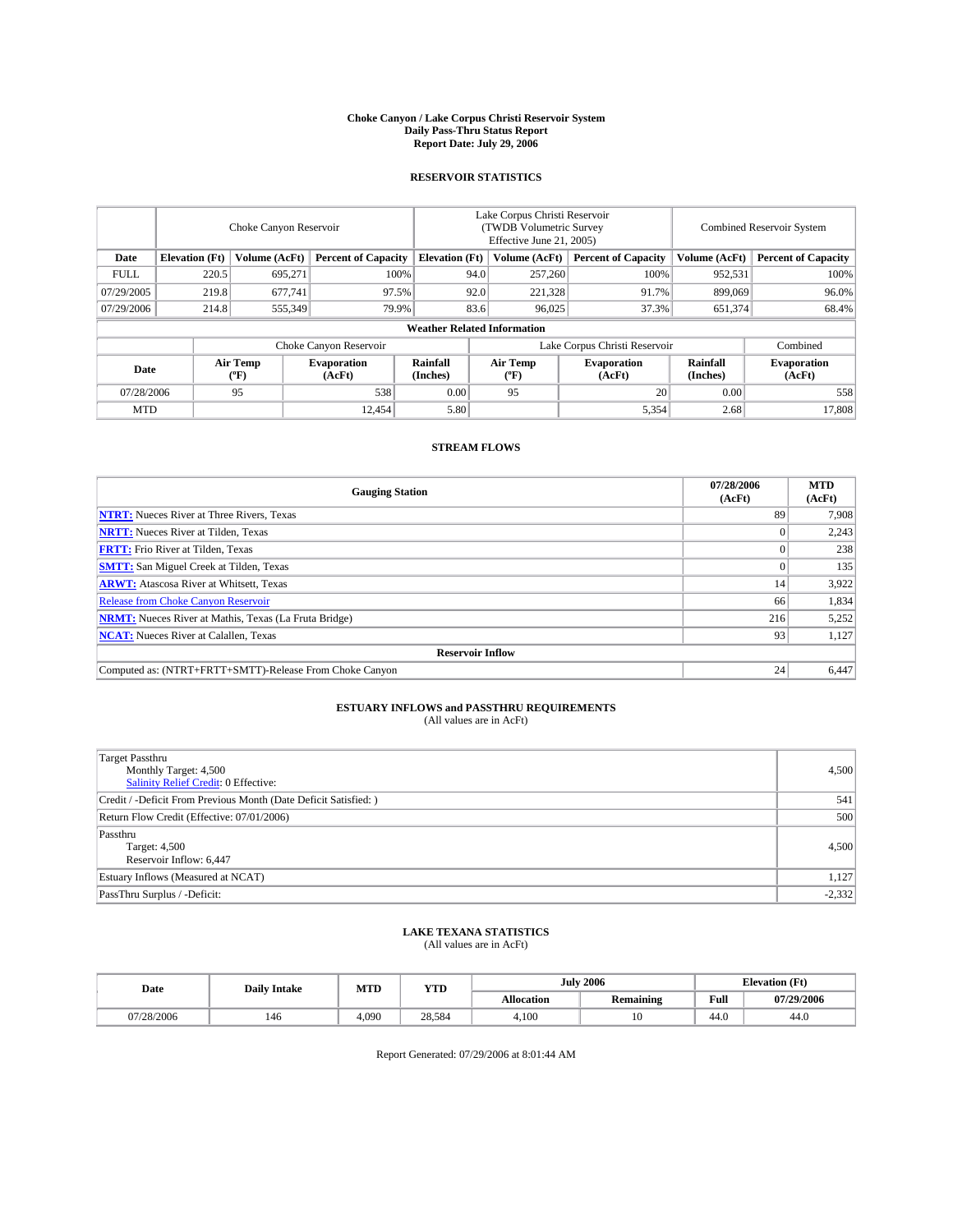**Choke Canyon / Lake Corpus Christi Reservoir System**
**Daily Pass-Thru Status Report**
**Report Date: July 29, 2006**

## RESERVOIR STATISTICS

| | Choke Canyon Reservoir | | | Lake Corpus Christi Reservoir (TWDB Volumetric Survey Effective June 21, 2005) | | | Combined Reservoir System | |
|---|---|---|---|---|---|---|---|---|
| **Date** | **Elevation (Ft)** | **Volume (AcFt)** | **Percent of Capacity** | **Elevation (Ft)** | **Volume (AcFt)** | **Percent of Capacity** | **Volume (AcFt)** | **Percent of Capacity** |
| FULL | 220.5 | 695,271 | 100% | 94.0 | 257,260 | 100% | 952,531 | 100% |
| 07/29/2005 | 219.8 | 677,741 | 97.5% | 92.0 | 221,328 | 91.7% | 899,069 | 96.0% |
| 07/29/2006 | 214.8 | 555,349 | 79.9% | 83.6 | 96,025 | 37.3% | 651,374 | 68.4% |

**Weather Related Information**

| | Choke Canyon Reservoir | | | Lake Corpus Christi Reservoir | | | Combined |
|---|---|---|---|---|---|---|---|
| **Date** | **Air Temp (ºF)** | **Evaporation (AcFt)** | **Rainfall (Inches)** | **Air Temp (ºF)** | **Evaporation (AcFt)** | **Rainfall (Inches)** | **Evaporation (AcFt)** |
| 07/28/2006 | 95 | 538 | 0.00 | 95 | 20 | 0.00 | 558 |
| MTD | | 12,454 | 5.80 | | 5,354 | 2.68 | 17,808 |

## STREAM FLOWS

| Gauging Station | 07/28/2006 (AcFt) | MTD (AcFt) |
|---|---|---|
| **NTRT:** Nueces River at Three Rivers, Texas | 89 | 7,908 |
| **NRTT:** Nueces River at Tilden, Texas | 0 | 2,243 |
| **FRTT:** Frio River at Tilden, Texas | 0 | 238 |
| **SMTT:** San Miguel Creek at Tilden, Texas | 0 | 135 |
| **ARWT:** Atascosa River at Whitsett, Texas | 14 | 3,922 |
| Release from Choke Canyon Reservoir | 66 | 1,834 |
| **NRMT:** Nueces River at Mathis, Texas (La Fruta Bridge) | 216 | 5,252 |
| **NCAT:** Nueces River at Calallen, Texas | 93 | 1,127 |
| **Reservoir Inflow** | | |
| Computed as: (NTRT+FRTT+SMTT)-Release From Choke Canyon | 24 | 6,447 |

## ESTUARY INFLOWS and PASSTHRU REQUIREMENTS
(All values are in AcFt)

| | |
|---|---|
| Target Passthru<br>Monthly Target: 4,500<br>Salinity Relief Credit: 0 Effective: | 4,500 |
| Credit / -Deficit From Previous Month (Date Deficit Satisfied: ) | 541 |
| Return Flow Credit (Effective: 07/01/2006) | 500 |
| Passthru<br>Target: 4,500<br>Reservoir Inflow: 6,447 | 4,500 |
| Estuary Inflows (Measured at NCAT) | 1,127 |
| PassThru Surplus / -Deficit: | -2,332 |

## LAKE TEXANA STATISTICS
(All values are in AcFt)

| Date | Daily Intake | MTD | YTD | July 2006 | | Elevation (Ft) | |
|---|---|---|---|---|---|---|---|
| | | | | **Allocation** | **Remaining** | **Full** | **07/29/2006** |
| 07/28/2006 | 146 | 4,090 | 28,584 | 4,100 | 10 | 44.0 | 44.0 |

Report Generated: 07/29/2006 at 8:01:44 AM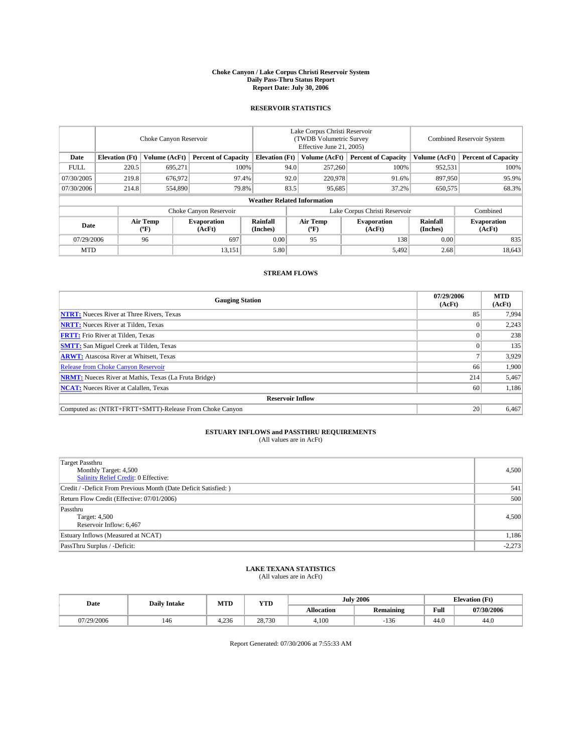# Choke Canyon / Lake Corpus Christi Reservoir System
## Daily Pass-Thru Status Report
## Report Date: July 30, 2006

### RESERVOIR STATISTICS

| | Choke Canyon Reservoir | | | Lake Corpus Christi Reservoir (TWDB Volumetric Survey Effective June 21, 2005) | | | Combined Reservoir System | |
|---|---|---|---|---|---|---|---|---|
| **Date** | **Elevation (Ft)** | **Volume (AcFt)** | **Percent of Capacity** | **Elevation (Ft)** | **Volume (AcFt)** | **Percent of Capacity** | **Volume (AcFt)** | **Percent of Capacity** |
| FULL | 220.5 | 695,271 | 100% | 94.0 | 257,260 | 100% | 952,531 | 100% |
| 07/30/2005 | 219.8 | 676,972 | 97.4% | 92.0 | 220,978 | 91.6% | 897,950 | 95.9% |
| 07/30/2006 | 214.8 | 554,890 | 79.8% | 83.5 | 95,685 | 37.2% | 650,575 | 68.3% |

**Weather Related Information**

| | Choke Canyon Reservoir | | | Lake Corpus Christi Reservoir | | | Combined |
|---|---|---|---|---|---|---|---|
| **Date** | **Air Temp (°F)** | **Evaporation (AcFt)** | **Rainfall (Inches)** | **Air Temp (°F)** | **Evaporation (AcFt)** | **Rainfall (Inches)** | **Evaporation (AcFt)** |
| 07/29/2006 | 96 | 697 | 0.00 | 95 | 138 | 0.00 | 835 |
| MTD | | 13,151 | 5.80 | | 5,492 | 2.68 | 18,643 |

### STREAM FLOWS

| Gauging Station | 07/29/2006 (AcFt) | MTD (AcFt) |
|---|---|---|
| **NTRT:** Nueces River at Three Rivers, Texas | 85 | 7,994 |
| **NRTT:** Nueces River at Tilden, Texas | 0 | 2,243 |
| **FRTT:** Frio River at Tilden, Texas | 0 | 238 |
| **SMTT:** San Miguel Creek at Tilden, Texas | 0 | 135 |
| **ARWT:** Atascosa River at Whitsett, Texas | 7 | 3,929 |
| Release from Choke Canyon Reservoir | 66 | 1,900 |
| **NRMT:** Nueces River at Mathis, Texas (La Fruta Bridge) | 214 | 5,467 |
| **NCAT:** Nueces River at Calallen, Texas | 60 | 1,186 |
| **Reservoir Inflow** | | |
| Computed as: (NTRT+FRTT+SMTT)-Release From Choke Canyon | 20 | 6,467 |

### ESTUARY INFLOWS and PASSTHRU REQUIREMENTS
(All values are in AcFt)

| | |
|---|---|
| Target Passthru<br>Monthly Target: 4,500<br>Salinity Relief Credit: 0 Effective: | 4,500 |
| Credit / -Deficit From Previous Month (Date Deficit Satisfied: ) | 541 |
| Return Flow Credit (Effective: 07/01/2006) | 500 |
| Passthru<br>Target: 4,500<br>Reservoir Inflow: 6,467 | 4,500 |
| Estuary Inflows (Measured at NCAT) | 1,186 |
| PassThru Surplus / -Deficit: | -2,273 |

### LAKE TEXANA STATISTICS
(All values are in AcFt)

| Date | Daily Intake | MTD | YTD | July 2006 | | Elevation (Ft) | |
|---|---|---|---|---|---|---|---|
| | | | | **Allocation** | **Remaining** | **Full** | **07/30/2006** |
| 07/29/2006 | 146 | 4,236 | 28,730 | 4,100 | -136 | 44.0 | 44.0 |

Report Generated: 07/30/2006 at 7:55:33 AM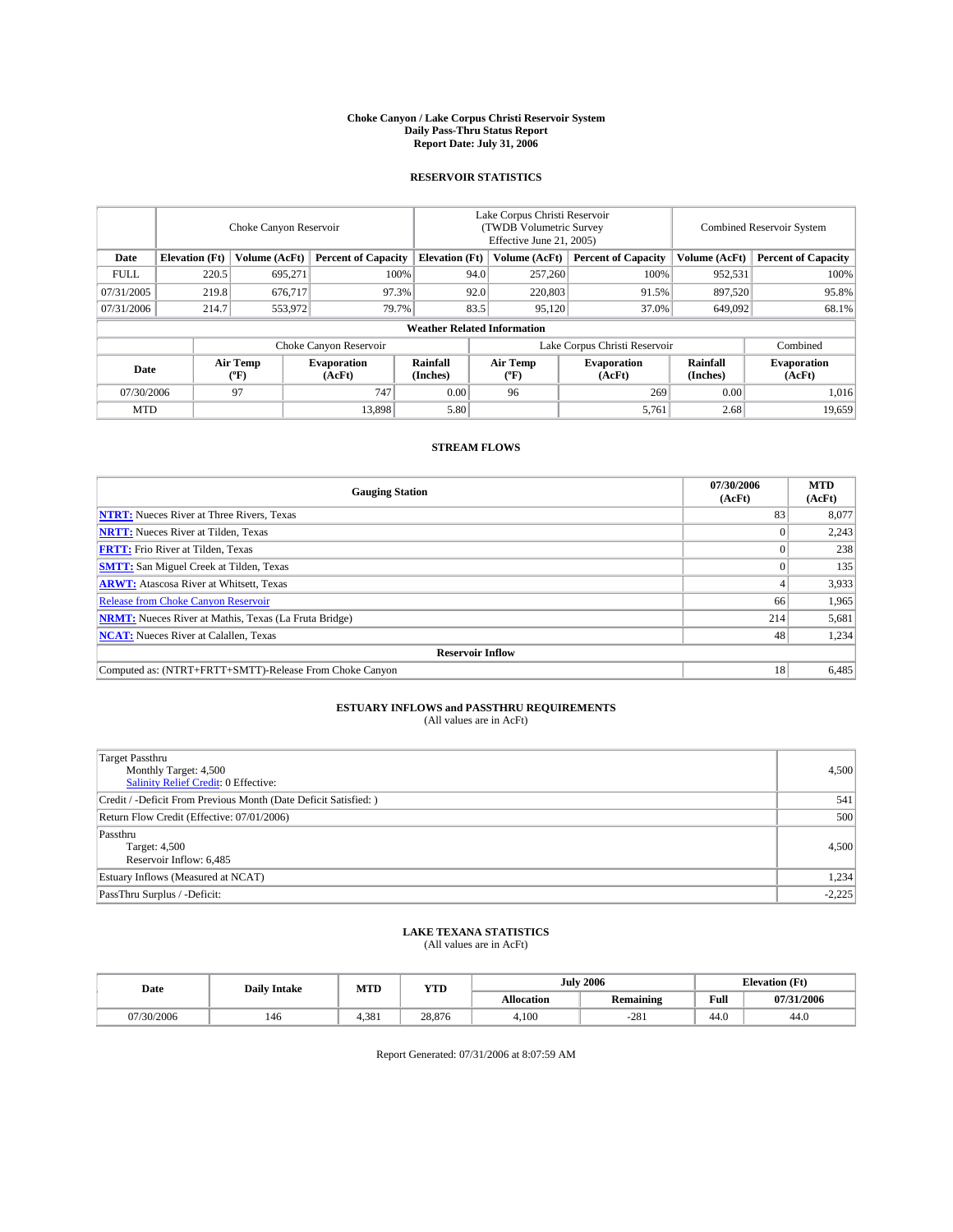# Choke Canyon / Lake Corpus Christi Reservoir System
## Daily Pass-Thru Status Report
## Report Date: July 31, 2006

### RESERVOIR STATISTICS

| | Choke Canyon Reservoir | | | Lake Corpus Christi Reservoir (TWDB Volumetric Survey Effective June 21, 2005) | | | Combined Reservoir System | |
|---|---|---|---|---|---|---|---|---|
| Date | Elevation (Ft) | Volume (AcFt) | Percent of Capacity | Elevation (Ft) | Volume (AcFt) | Percent of Capacity | Volume (AcFt) | Percent of Capacity |
| FULL | 220.5 | 695,271 | 100% | 94.0 | 257,260 | 100% | 952,531 | 100% |
| 07/31/2005 | 219.8 | 676,717 | 97.3% | 92.0 | 220,803 | 91.5% | 897,520 | 95.8% |
| 07/31/2006 | 214.7 | 553,972 | 79.7% | 83.5 | 95,120 | 37.0% | 649,092 | 68.1% |

**Weather Related Information**

| | Choke Canyon Reservoir | | | Lake Corpus Christi Reservoir | | | Combined |
|---|---|---|---|---|---|---|---|
| Date | Air Temp (ºF) | Evaporation (AcFt) | Rainfall (Inches) | Air Temp (ºF) | Evaporation (AcFt) | Rainfall (Inches) | Evaporation (AcFt) |
| 07/30/2006 | 97 | 747 | 0.00 | 96 | 269 | 0.00 | 1,016 |
| MTD | | 13,898 | 5.80 | | 5,761 | 2.68 | 19,659 |

### STREAM FLOWS

| Gauging Station | 07/30/2006 (AcFt) | MTD (AcFt) |
|---|---|---|
| **NTRT:** Nueces River at Three Rivers, Texas | 83 | 8,077 |
| **NRTT:** Nueces River at Tilden, Texas | 0 | 2,243 |
| **FRTT:** Frio River at Tilden, Texas | 0 | 238 |
| **SMTT:** San Miguel Creek at Tilden, Texas | 0 | 135 |
| **ARWT:** Atascosa River at Whitsett, Texas | 4 | 3,933 |
| Release from Choke Canyon Reservoir | 66 | 1,965 |
| **NRMT:** Nueces River at Mathis, Texas (La Fruta Bridge) | 214 | 5,681 |
| **NCAT:** Nueces River at Calallen, Texas | 48 | 1,234 |
| **Reservoir Inflow** | | |
| Computed as: (NTRT+FRTT+SMTT)-Release From Choke Canyon | 18 | 6,485 |

### ESTUARY INFLOWS and PASSTHRU REQUIREMENTS
(All values are in AcFt)

| | |
|---|---|
| Target Passthru<br>Monthly Target: 4,500<br>Salinity Relief Credit: 0 Effective: | 4,500 |
| Credit / -Deficit From Previous Month (Date Deficit Satisfied: ) | 541 |
| Return Flow Credit (Effective: 07/01/2006) | 500 |
| Passthru<br>Target: 4,500<br>Reservoir Inflow: 6,485 | 4,500 |
| Estuary Inflows (Measured at NCAT) | 1,234 |
| PassThru Surplus / -Deficit: | -2,225 |

### LAKE TEXANA STATISTICS
(All values are in AcFt)

| Date | Daily Intake | MTD | YTD | July 2006 | | Elevation (Ft) | |
|---|---|---|---|---|---|---|---|
| | | | | Allocation | Remaining | Full | 07/31/2006 |
| 07/30/2006 | 146 | 4,381 | 28,876 | 4,100 | -281 | 44.0 | 44.0 |

Report Generated: 07/31/2006 at 8:07:59 AM